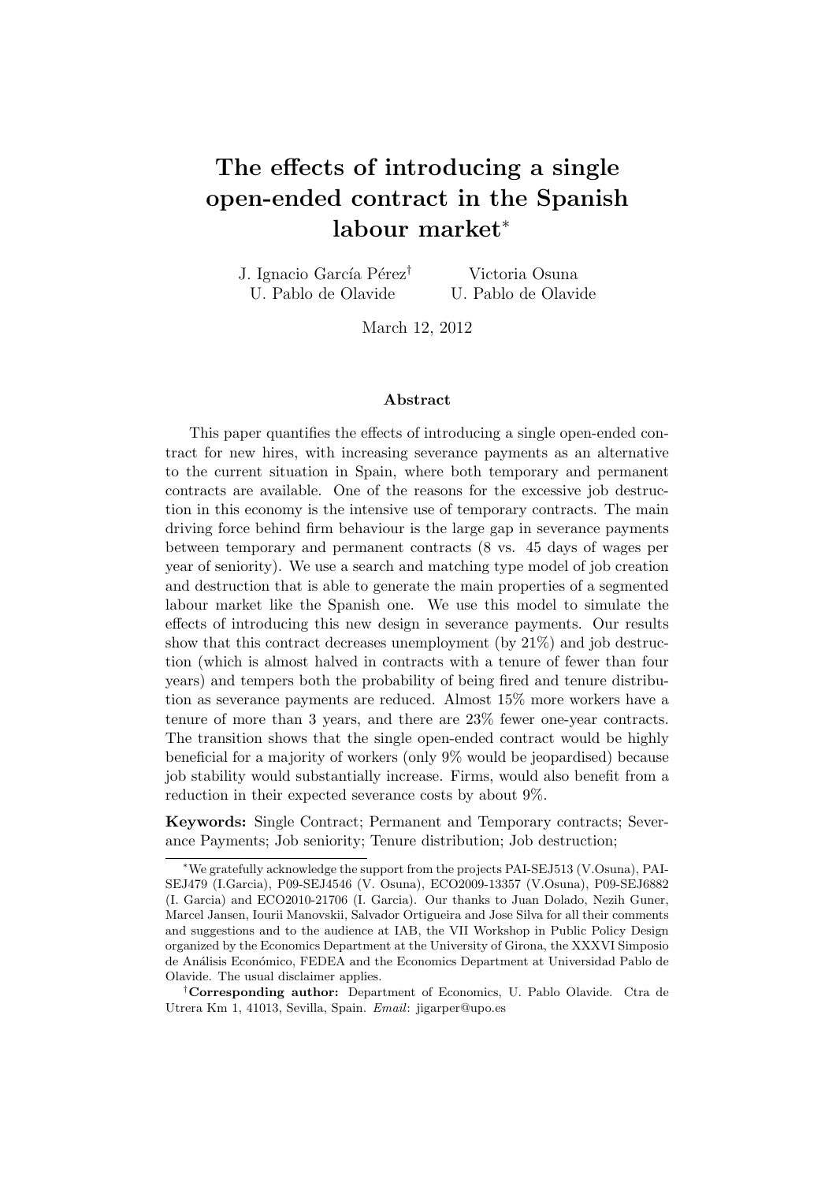# The effects of introducing a single open-ended contract in the Spanish labour market[*]

J. Ignacio García Pérez[†]
U. Pablo de Olavide

Victoria Osuna
U. Pablo de Olavide

March 12, 2012

## Abstract

This paper quantifies the effects of introducing a single open-ended contract for new hires, with increasing severance payments as an alternative to the current situation in Spain, where both temporary and permanent contracts are available. One of the reasons for the excessive job destruction in this economy is the intensive use of temporary contracts. The main driving force behind firm behaviour is the large gap in severance payments between temporary and permanent contracts (8 vs. 45 days of wages per year of seniority). We use a search and matching type model of job creation and destruction that is able to generate the main properties of a segmented labour market like the Spanish one. We use this model to simulate the effects of introducing this new design in severance payments. Our results show that this contract decreases unemployment (by 21%) and job destruction (which is almost halved in contracts with a tenure of fewer than four years) and tempers both the probability of being fired and tenure distribution as severance payments are reduced. Almost 15% more workers have a tenure of more than 3 years, and there are 23% fewer one-year contracts. The transition shows that the single open-ended contract would be highly beneficial for a majority of workers (only 9% would be jeopardised) because job stability would substantially increase. Firms, would also benefit from a reduction in their expected severance costs by about 9%.

**Keywords:** Single Contract; Permanent and Temporary contracts; Severance Payments; Job seniority; Tenure distribution; Job destruction;

---

[*] We gratefully acknowledge the support from the projects PAI-SEJ513 (V.Osuna), PAI-SEJ479 (I.Garcia), P09-SEJ4546 (V. Osuna), ECO2009-13357 (V.Osuna), P09-SEJ6882 (I. Garcia) and ECO2010-21706 (I. Garcia). Our thanks to Juan Dolado, Nezih Guner, Marcel Jansen, Iourii Manovskii, Salvador Ortigueira and Jose Silva for all their comments and suggestions and to the audience at IAB, the VII Workshop in Public Policy Design organized by the Economics Department at the University of Girona, the XXXVI Simposio de Análisis Económico, FEDEA and the Economics Department at Universidad Pablo de Olavide. The usual disclaimer applies.

[†] **Corresponding author:** Department of Economics, U. Pablo Olavide. Ctra de Utrera Km 1, 41013, Sevilla, Spain. *Email*: jigarper@upo.es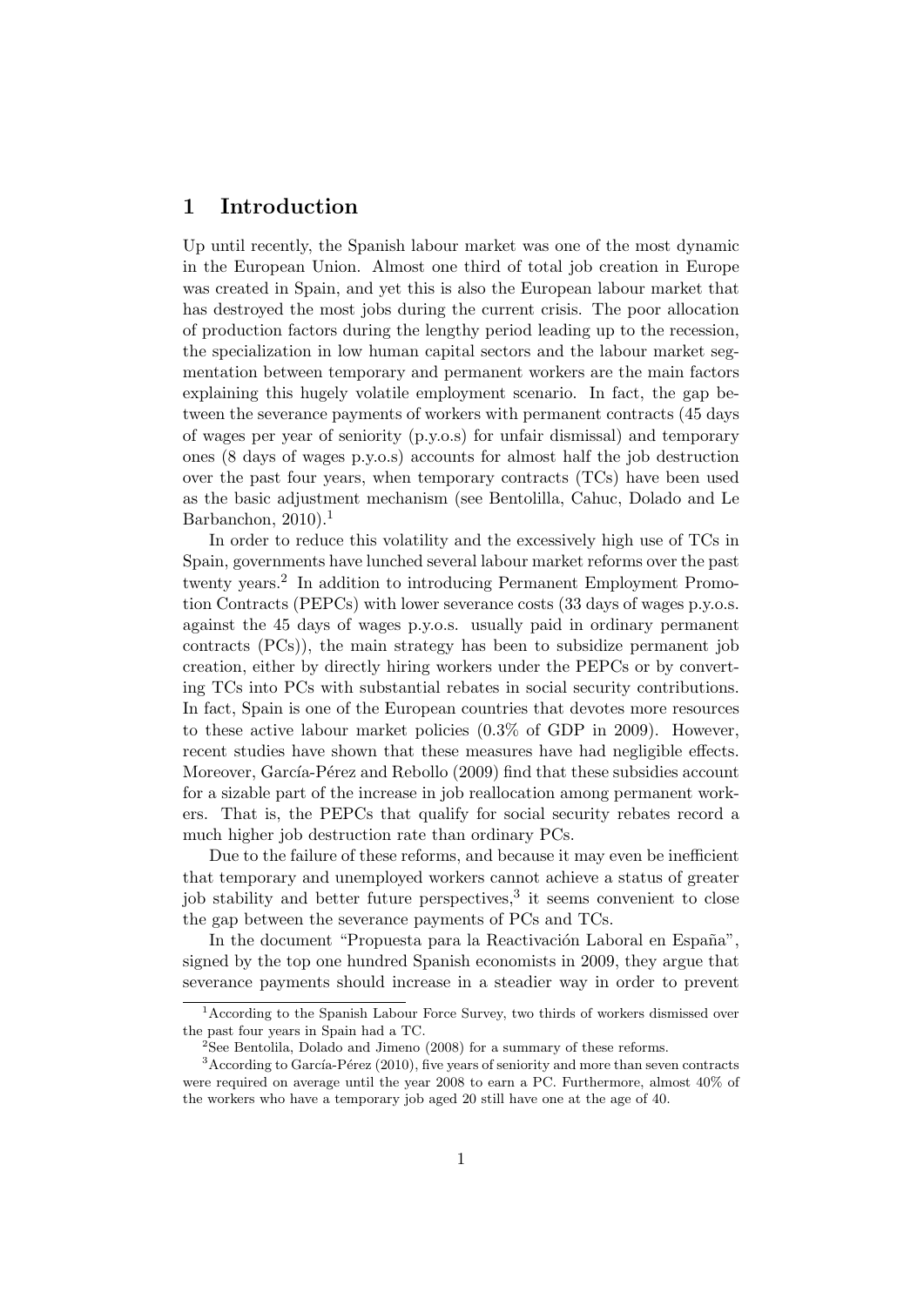## 1 Introduction

Up until recently, the Spanish labour market was one of the most dynamic in the European Union. Almost one third of total job creation in Europe was created in Spain, and yet this is also the European labour market that has destroyed the most jobs during the current crisis. The poor allocation of production factors during the lengthy period leading up to the recession, the specialization in low human capital sectors and the labour market segmentation between temporary and permanent workers are the main factors explaining this hugely volatile employment scenario. In fact, the gap between the severance payments of workers with permanent contracts (45 days of wages per year of seniority (p.y.o.s) for unfair dismissal) and temporary ones (8 days of wages p.y.o.s) accounts for almost half the job destruction over the past four years, when temporary contracts (TCs) have been used as the basic adjustment mechanism (see Bentolilla, Cahuc, Dolado and Le Barbanchon, 2010).[1]

In order to reduce this volatility and the excessively high use of TCs in Spain, governments have lunched several labour market reforms over the past twenty years.[2] In addition to introducing Permanent Employment Promotion Contracts (PEPCs) with lower severance costs (33 days of wages p.y.o.s. against the 45 days of wages p.y.o.s. usually paid in ordinary permanent contracts (PCs)), the main strategy has been to subsidize permanent job creation, either by directly hiring workers under the PEPCs or by converting TCs into PCs with substantial rebates in social security contributions. In fact, Spain is one of the European countries that devotes more resources to these active labour market policies (0.3% of GDP in 2009). However, recent studies have shown that these measures have had negligible effects. Moreover, García-Pérez and Rebollo (2009) find that these subsidies account for a sizable part of the increase in job reallocation among permanent workers. That is, the PEPCs that qualify for social security rebates record a much higher job destruction rate than ordinary PCs.

Due to the failure of these reforms, and because it may even be inefficient that temporary and unemployed workers cannot achieve a status of greater job stability and better future perspectives,[3] it seems convenient to close the gap between the severance payments of PCs and TCs.

In the document "Propuesta para la Reactivación Laboral en España", signed by the top one hundred Spanish economists in 2009, they argue that severance payments should increase in a steadier way in order to prevent

---

[1] According to the Spanish Labour Force Survey, two thirds of workers dismissed over the past four years in Spain had a TC.

[2] See Bentolila, Dolado and Jimeno (2008) for a summary of these reforms.

[3] According to García-Pérez (2010), five years of seniority and more than seven contracts were required on average until the year 2008 to earn a PC. Furthermore, almost 40% of the workers who have a temporary job aged 20 still have one at the age of 40.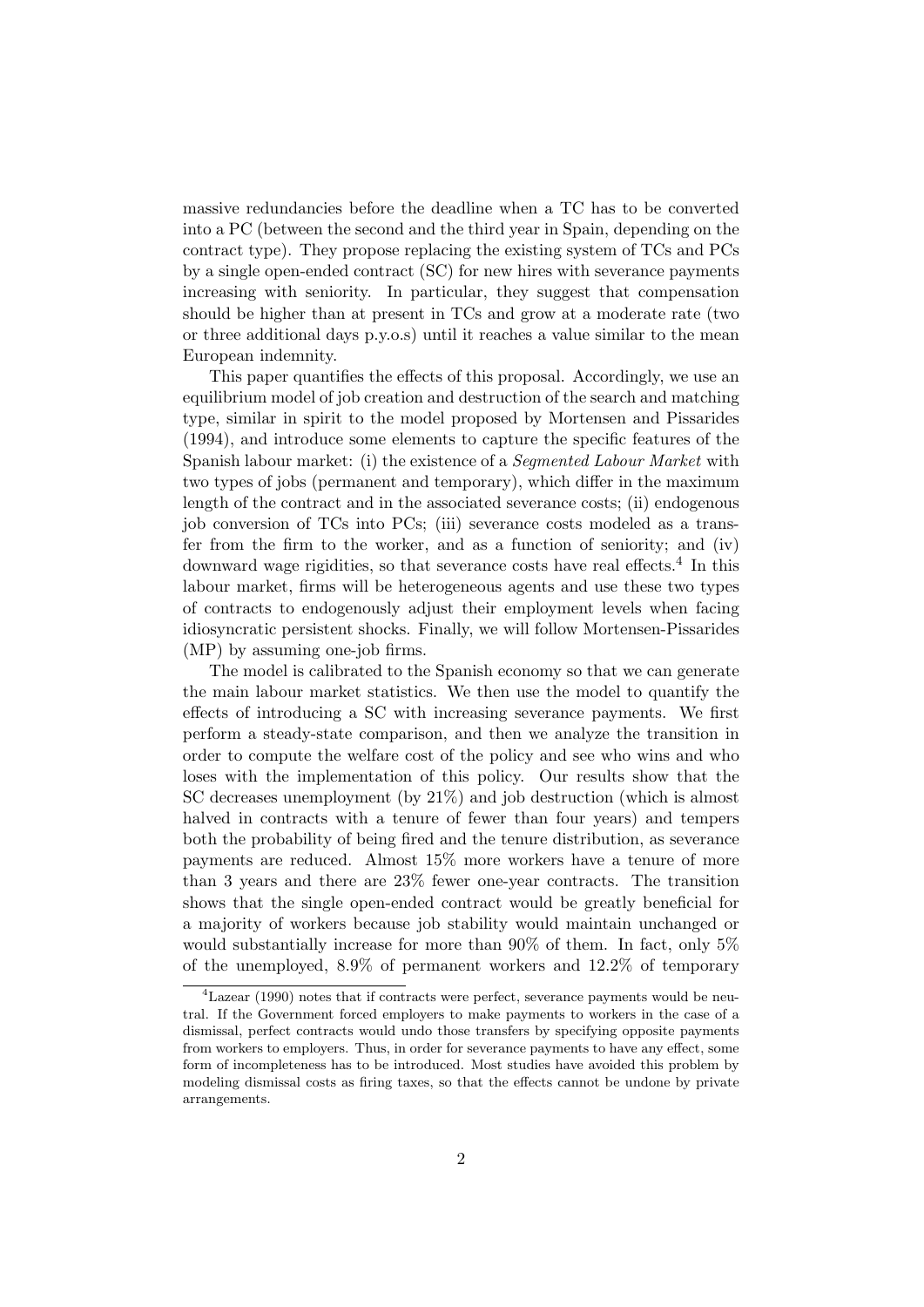massive redundancies before the deadline when a TC has to be converted into a PC (between the second and the third year in Spain, depending on the contract type). They propose replacing the existing system of TCs and PCs by a single open-ended contract (SC) for new hires with severance payments increasing with seniority. In particular, they suggest that compensation should be higher than at present in TCs and grow at a moderate rate (two or three additional days p.y.o.s) until it reaches a value similar to the mean European indemnity.

This paper quantifies the effects of this proposal. Accordingly, we use an equilibrium model of job creation and destruction of the search and matching type, similar in spirit to the model proposed by Mortensen and Pissarides (1994), and introduce some elements to capture the specific features of the Spanish labour market: (i) the existence of a *Segmented Labour Market* with two types of jobs (permanent and temporary), which differ in the maximum length of the contract and in the associated severance costs; (ii) endogenous job conversion of TCs into PCs; (iii) severance costs modeled as a transfer from the firm to the worker, and as a function of seniority; and (iv) downward wage rigidities, so that severance costs have real effects.[4] In this labour market, firms will be heterogeneous agents and use these two types of contracts to endogenously adjust their employment levels when facing idiosyncratic persistent shocks. Finally, we will follow Mortensen-Pissarides (MP) by assuming one-job firms.

The model is calibrated to the Spanish economy so that we can generate the main labour market statistics. We then use the model to quantify the effects of introducing a SC with increasing severance payments. We first perform a steady-state comparison, and then we analyze the transition in order to compute the welfare cost of the policy and see who wins and who loses with the implementation of this policy. Our results show that the SC decreases unemployment (by 21%) and job destruction (which is almost halved in contracts with a tenure of fewer than four years) and tempers both the probability of being fired and the tenure distribution, as severance payments are reduced. Almost 15% more workers have a tenure of more than 3 years and there are 23% fewer one-year contracts. The transition shows that the single open-ended contract would be greatly beneficial for a majority of workers because job stability would maintain unchanged or would substantially increase for more than 90% of them. In fact, only 5% of the unemployed, 8.9% of permanent workers and 12.2% of temporary

[4] Lazear (1990) notes that if contracts were perfect, severance payments would be neutral. If the Government forced employers to make payments to workers in the case of a dismissal, perfect contracts would undo those transfers by specifying opposite payments from workers to employers. Thus, in order for severance payments to have any effect, some form of incompleteness has to be introduced. Most studies have avoided this problem by modeling dismissal costs as firing taxes, so that the effects cannot be undone by private arrangements.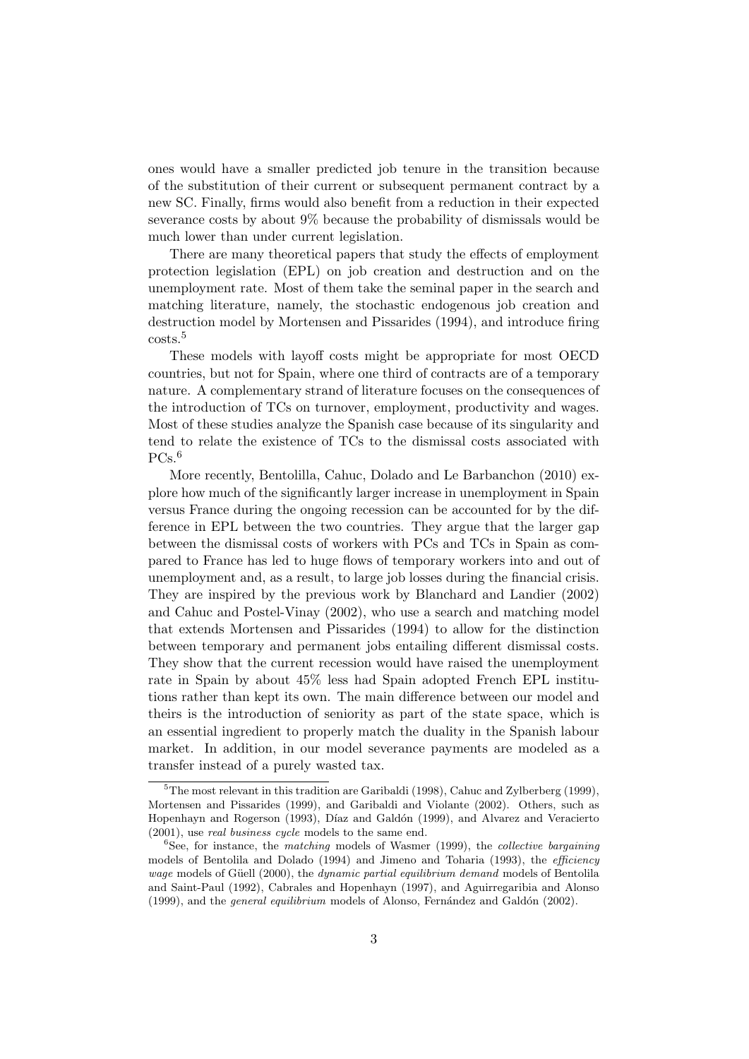ones would have a smaller predicted job tenure in the transition because of the substitution of their current or subsequent permanent contract by a new SC. Finally, firms would also benefit from a reduction in their expected severance costs by about 9% because the probability of dismissals would be much lower than under current legislation.

There are many theoretical papers that study the effects of employment protection legislation (EPL) on job creation and destruction and on the unemployment rate. Most of them take the seminal paper in the search and matching literature, namely, the stochastic endogenous job creation and destruction model by Mortensen and Pissarides (1994), and introduce firing costs.[5]

These models with layoff costs might be appropriate for most OECD countries, but not for Spain, where one third of contracts are of a temporary nature. A complementary strand of literature focuses on the consequences of the introduction of TCs on turnover, employment, productivity and wages. Most of these studies analyze the Spanish case because of its singularity and tend to relate the existence of TCs to the dismissal costs associated with PCs.[6]

More recently, Bentolilla, Cahuc, Dolado and Le Barbanchon (2010) explore how much of the significantly larger increase in unemployment in Spain versus France during the ongoing recession can be accounted for by the difference in EPL between the two countries. They argue that the larger gap between the dismissal costs of workers with PCs and TCs in Spain as compared to France has led to huge flows of temporary workers into and out of unemployment and, as a result, to large job losses during the financial crisis. They are inspired by the previous work by Blanchard and Landier (2002) and Cahuc and Postel-Vinay (2002), who use a search and matching model that extends Mortensen and Pissarides (1994) to allow for the distinction between temporary and permanent jobs entailing different dismissal costs. They show that the current recession would have raised the unemployment rate in Spain by about 45% less had Spain adopted French EPL institutions rather than kept its own. The main difference between our model and theirs is the introduction of seniority as part of the state space, which is an essential ingredient to properly match the duality in the Spanish labour market. In addition, in our model severance payments are modeled as a transfer instead of a purely wasted tax.

---

[5] The most relevant in this tradition are Garibaldi (1998), Cahuc and Zylberberg (1999), Mortensen and Pissarides (1999), and Garibaldi and Violante (2002). Others, such as Hopenhayn and Rogerson (1993), Díaz and Galdón (1999), and Alvarez and Veracierto (2001), use *real business cycle* models to the same end.

[6] See, for instance, the *matching* models of Wasmer (1999), the *collective bargaining* models of Bentolila and Dolado (1994) and Jimeno and Toharia (1993), the *efficiency wage* models of Güell (2000), the *dynamic partial equilibrium demand* models of Bentolila and Saint-Paul (1992), Cabrales and Hopenhayn (1997), and Aguirregaribia and Alonso (1999), and the *general equilibrium* models of Alonso, Fernández and Galdón (2002).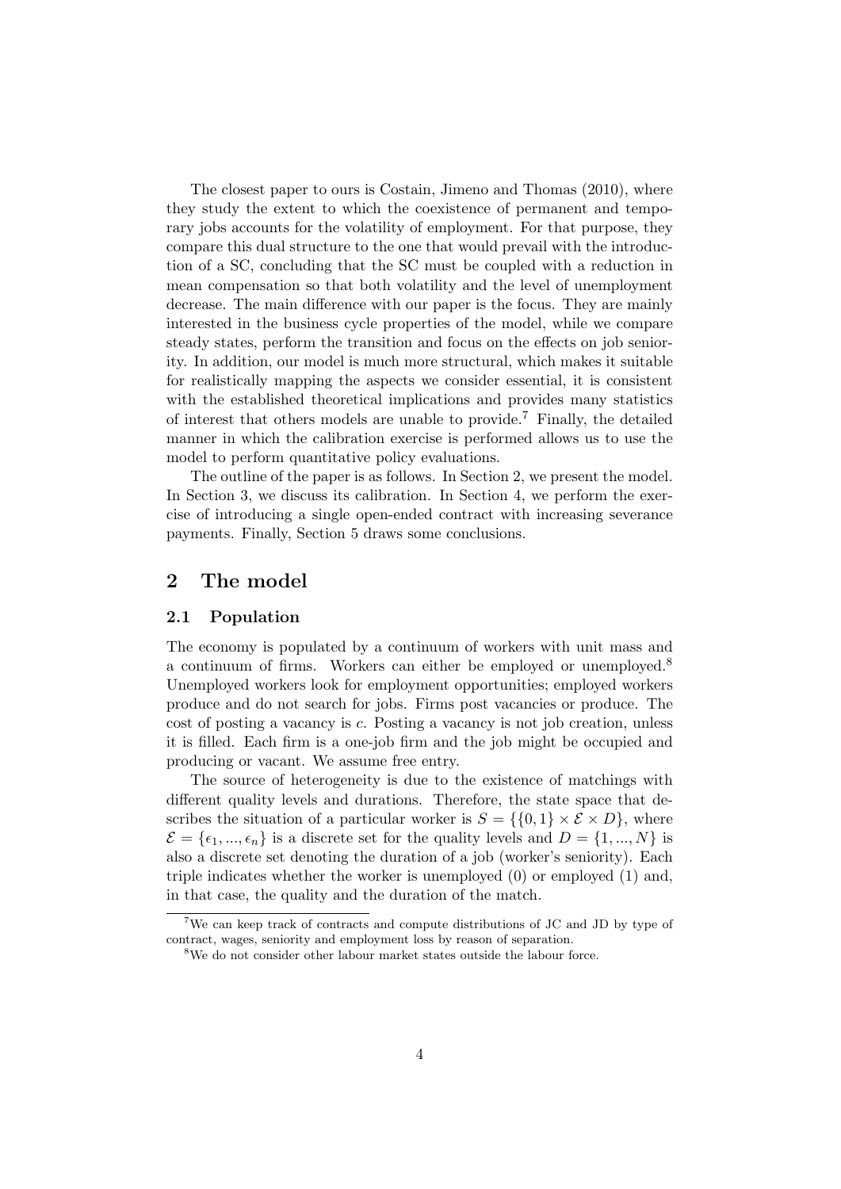The closest paper to ours is Costain, Jimeno and Thomas (2010), where they study the extent to which the coexistence of permanent and temporary jobs accounts for the volatility of employment. For that purpose, they compare this dual structure to the one that would prevail with the introduction of a SC, concluding that the SC must be coupled with a reduction in mean compensation so that both volatility and the level of unemployment decrease. The main difference with our paper is the focus. They are mainly interested in the business cycle properties of the model, while we compare steady states, perform the transition and focus on the effects on job seniority. In addition, our model is much more structural, which makes it suitable for realistically mapping the aspects we consider essential, it is consistent with the established theoretical implications and provides many statistics of interest that others models are unable to provide.[7] Finally, the detailed manner in which the calibration exercise is performed allows us to use the model to perform quantitative policy evaluations.

The outline of the paper is as follows. In Section 2, we present the model. In Section 3, we discuss its calibration. In Section 4, we perform the exercise of introducing a single open-ended contract with increasing severance payments. Finally, Section 5 draws some conclusions.

## 2 The model

### 2.1 Population

The economy is populated by a continuum of workers with unit mass and a continuum of firms. Workers can either be employed or unemployed.[8] Unemployed workers look for employment opportunities; employed workers produce and do not search for jobs. Firms post vacancies or produce. The cost of posting a vacancy is $c$. Posting a vacancy is not job creation, unless it is filled. Each firm is a one-job firm and the job might be occupied and producing or vacant. We assume free entry.

The source of heterogeneity is due to the existence of matchings with different quality levels and durations. Therefore, the state space that describes the situation of a particular worker is $S = \{\{0, 1\} \times \mathcal{E} \times D\}$, where $\mathcal{E} = \{\epsilon_1, ..., \epsilon_n\}$ is a discrete set for the quality levels and $D = \{1, ..., N\}$ is also a discrete set denoting the duration of a job (worker's seniority). Each triple indicates whether the worker is unemployed (0) or employed (1) and, in that case, the quality and the duration of the match.

[7] We can keep track of contracts and compute distributions of JC and JD by type of contract, wages, seniority and employment loss by reason of separation.

[8] We do not consider other labour market states outside the labour force.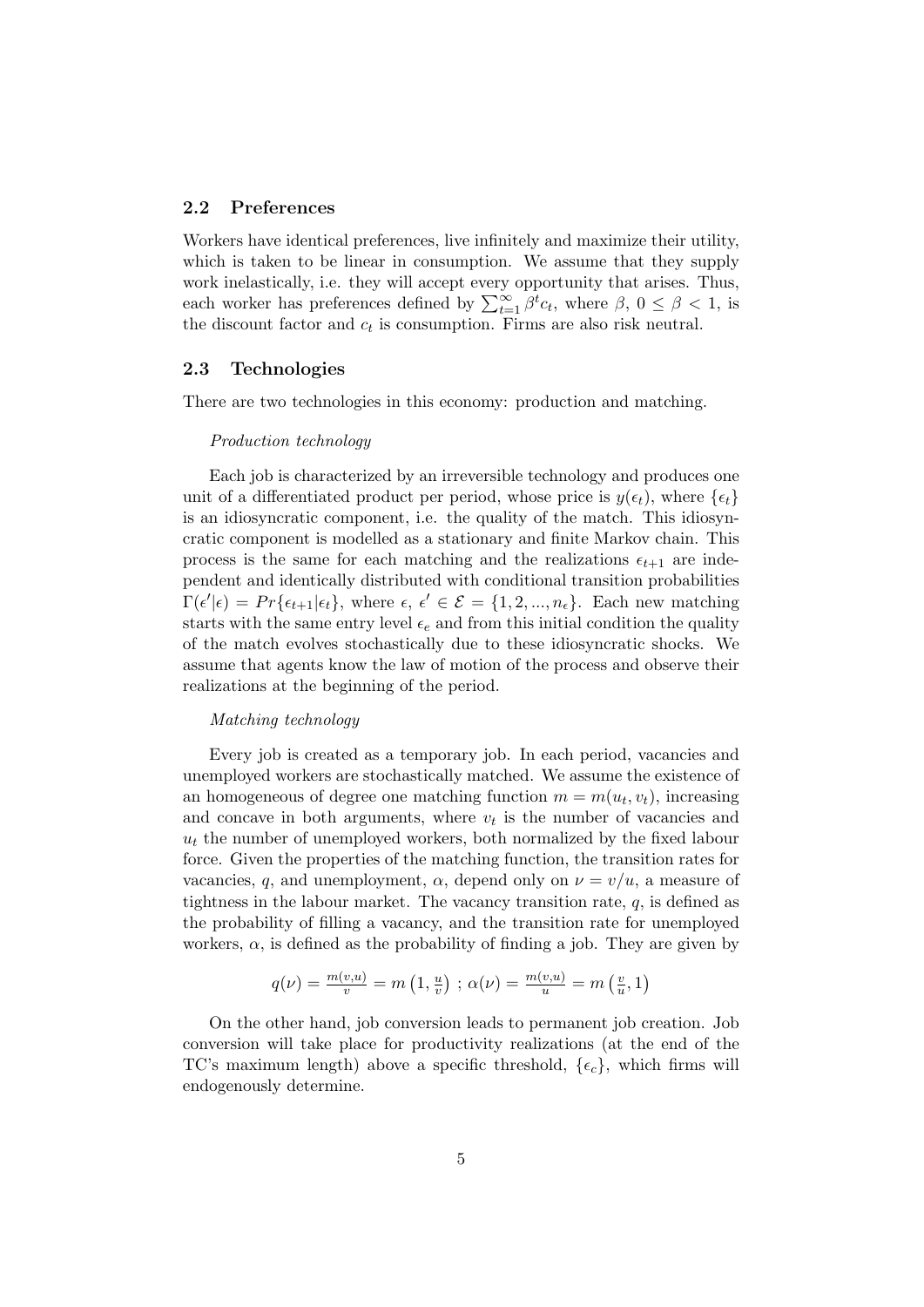### 2.2 Preferences

Workers have identical preferences, live infinitely and maximize their utility, which is taken to be linear in consumption. We assume that they supply work inelastically, i.e. they will accept every opportunity that arises. Thus, each worker has preferences defined by $\sum_{t=1}^{\infty} \beta^t c_t$, where $\beta$, $0 \leq \beta < 1$, is the discount factor and $c_t$ is consumption. Firms are also risk neutral.

### 2.3 Technologies

There are two technologies in this economy: production and matching.

*Production technology*

Each job is characterized by an irreversible technology and produces one unit of a differentiated product per period, whose price is $y(\epsilon_t)$, where $\{\epsilon_t\}$ is an idiosyncratic component, i.e. the quality of the match. This idiosyncratic component is modelled as a stationary and finite Markov chain. This process is the same for each matching and the realizations $\epsilon_{t+1}$ are independent and identically distributed with conditional transition probabilities $\Gamma(\epsilon'|\epsilon) = Pr\{\epsilon_{t+1}|\epsilon_t\}$, where $\epsilon$, $\epsilon' \in \mathcal{E} = \{1, 2, ..., n_\epsilon\}$. Each new matching starts with the same entry level $\epsilon_e$ and from this initial condition the quality of the match evolves stochastically due to these idiosyncratic shocks. We assume that agents know the law of motion of the process and observe their realizations at the beginning of the period.

*Matching technology*

Every job is created as a temporary job. In each period, vacancies and unemployed workers are stochastically matched. We assume the existence of an homogeneous of degree one matching function $m = m(u_t, v_t)$, increasing and concave in both arguments, where $v_t$ is the number of vacancies and $u_t$ the number of unemployed workers, both normalized by the fixed labour force. Given the properties of the matching function, the transition rates for vacancies, $q$, and unemployment, $\alpha$, depend only on $\nu = v/u$, a measure of tightness in the labour market. The vacancy transition rate, $q$, is defined as the probability of filling a vacancy, and the transition rate for unemployed workers, $\alpha$, is defined as the probability of finding a job. They are given by

$$q(\nu) = \frac{m(v,u)}{v} = m\left(1, \frac{u}{v}\right) \; ; \; \alpha(\nu) = \frac{m(v,u)}{u} = m\left(\frac{v}{u}, 1\right)$$

On the other hand, job conversion leads to permanent job creation. Job conversion will take place for productivity realizations (at the end of the TC's maximum length) above a specific threshold, $\{\epsilon_c\}$, which firms will endogenously determine.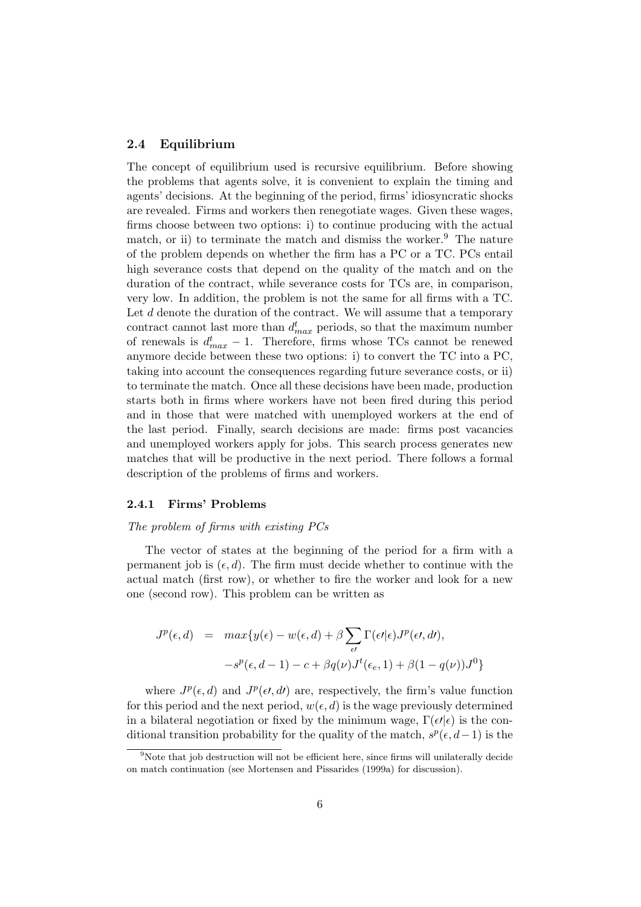### 2.4 Equilibrium

The concept of equilibrium used is recursive equilibrium. Before showing the problems that agents solve, it is convenient to explain the timing and agents' decisions. At the beginning of the period, firms' idiosyncratic shocks are revealed. Firms and workers then renegotiate wages. Given these wages, firms choose between two options: i) to continue producing with the actual match, or ii) to terminate the match and dismiss the worker.[9] The nature of the problem depends on whether the firm has a PC or a TC. PCs entail high severance costs that depend on the quality of the match and on the duration of the contract, while severance costs for TCs are, in comparison, very low. In addition, the problem is not the same for all firms with a TC. Let $d$ denote the duration of the contract. We will assume that a temporary contract cannot last more than $d^t_{max}$ periods, so that the maximum number of renewals is $d^t_{max} - 1$. Therefore, firms whose TCs cannot be renewed anymore decide between these two options: i) to convert the TC into a PC, taking into account the consequences regarding future severance costs, or ii) to terminate the match. Once all these decisions have been made, production starts both in firms where workers have not been fired during this period and in those that were matched with unemployed workers at the end of the last period. Finally, search decisions are made: firms post vacancies and unemployed workers apply for jobs. This search process generates new matches that will be productive in the next period. There follows a formal description of the problems of firms and workers.

#### 2.4.1 Firms' Problems

*The problem of firms with existing PCs*

The vector of states at the beginning of the period for a firm with a permanent job is $(\epsilon, d)$. The firm must decide whether to continue with the actual match (first row), or whether to fire the worker and look for a new one (second row). This problem can be written as

$$
\begin{aligned}
J^p(\epsilon, d) \quad = \quad & max\{y(\epsilon) - w(\epsilon, d) + \beta \sum_{\epsilon\prime} \Gamma(\epsilon\prime|\epsilon) J^p(\epsilon\prime, d\prime), \\
& -s^p(\epsilon, d-1) - c + \beta q(\nu) J^t(\epsilon_e, 1) + \beta(1 - q(\nu)) J^0\}
\end{aligned}
$$

where $J^p(\epsilon, d)$ and $J^p(\epsilon\prime, d\prime)$ are, respectively, the firm's value function for this period and the next period, $w(\epsilon, d)$ is the wage previously determined in a bilateral negotiation or fixed by the minimum wage, $\Gamma(\epsilon\prime|\epsilon)$ is the conditional transition probability for the quality of the match, $s^p(\epsilon, d-1)$ is the

[9] Note that job destruction will not be efficient here, since firms will unilaterally decide on match continuation (see Mortensen and Pissarides (1999a) for discussion).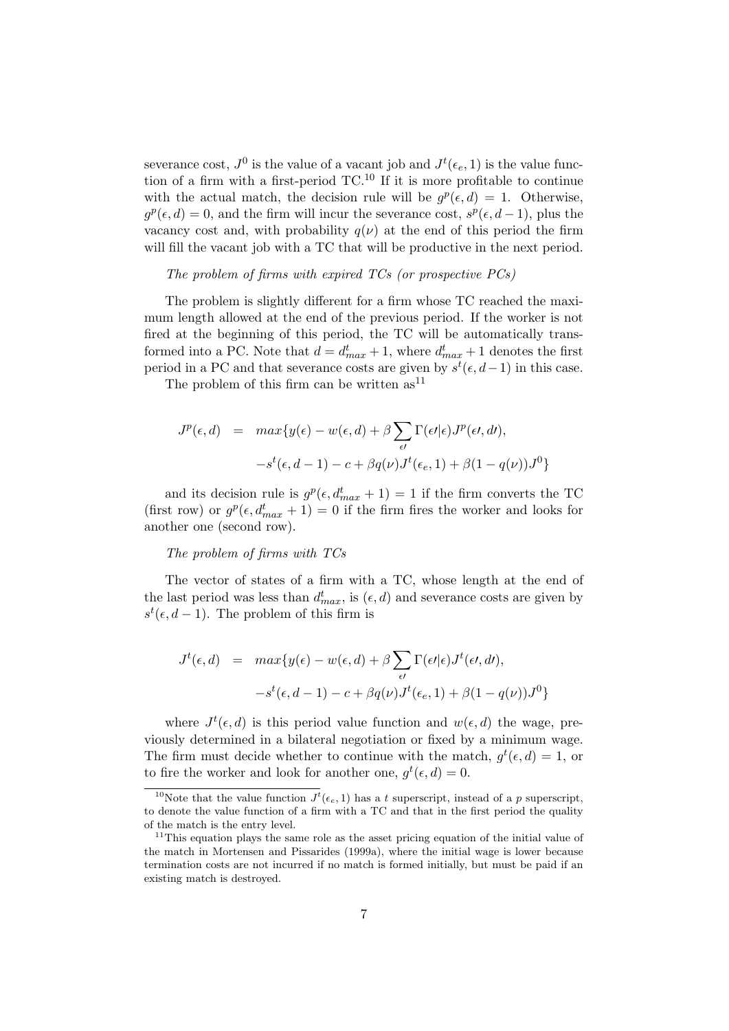severance cost, $J^0$ is the value of a vacant job and $J^t(\epsilon_e, 1)$ is the value function of a firm with a first-period TC.[10] If it is more profitable to continue with the actual match, the decision rule will be $g^p(\epsilon, d) = 1$. Otherwise, $g^p(\epsilon, d) = 0$, and the firm will incur the severance cost, $s^p(\epsilon, d-1)$, plus the vacancy cost and, with probability $q(\nu)$ at the end of this period the firm will fill the vacant job with a TC that will be productive in the next period.

*The problem of firms with expired TCs (or prospective PCs)*

The problem is slightly different for a firm whose TC reached the maximum length allowed at the end of the previous period. If the worker is not fired at the beginning of this period, the TC will be automatically transformed into a PC. Note that $d = d^t_{max} + 1$, where $d^t_{max} + 1$ denotes the first period in a PC and that severance costs are given by $s^t(\epsilon, d-1)$ in this case.

The problem of this firm can be written as[11]

$$
\begin{aligned}
J^p(\epsilon, d) \quad &= \quad max\{y(\epsilon) - w(\epsilon, d) + \beta \sum_{\epsilon\prime} \Gamma(\epsilon\prime|\epsilon) J^p(\epsilon\prime, d\prime), \\
&\quad -s^t(\epsilon, d-1) - c + \beta q(\nu) J^t(\epsilon_e, 1) + \beta(1 - q(\nu)) J^0\}
\end{aligned}
$$

and its decision rule is $g^p(\epsilon, d^t_{max} + 1) = 1$ if the firm converts the TC (first row) or $g^p(\epsilon, d^t_{max} + 1) = 0$ if the firm fires the worker and looks for another one (second row).

*The problem of firms with TCs*

The vector of states of a firm with a TC, whose length at the end of the last period was less than $d^t_{max}$, is $(\epsilon, d)$ and severance costs are given by $s^t(\epsilon, d-1)$. The problem of this firm is

$$
\begin{aligned}
J^t(\epsilon, d) \quad &= \quad max\{y(\epsilon) - w(\epsilon, d) + \beta \sum_{\epsilon\prime} \Gamma(\epsilon\prime|\epsilon) J^t(\epsilon\prime, d\prime), \\
&\quad -s^t(\epsilon, d-1) - c + \beta q(\nu) J^t(\epsilon_e, 1) + \beta(1 - q(\nu)) J^0\}
\end{aligned}
$$

where $J^t(\epsilon, d)$ is this period value function and $w(\epsilon, d)$ the wage, previously determined in a bilateral negotiation or fixed by a minimum wage. The firm must decide whether to continue with the match, $g^t(\epsilon, d) = 1$, or to fire the worker and look for another one, $g^t(\epsilon, d) = 0$.

---

[10] Note that the value function $J^t(\epsilon_e, 1)$ has a $t$ superscript, instead of a $p$ superscript, to denote the value function of a firm with a TC and that in the first period the quality of the match is the entry level.

[11] This equation plays the same role as the asset pricing equation of the initial value of the match in Mortensen and Pissarides (1999a), where the initial wage is lower because termination costs are not incurred if no match is formed initially, but must be paid if an existing match is destroyed.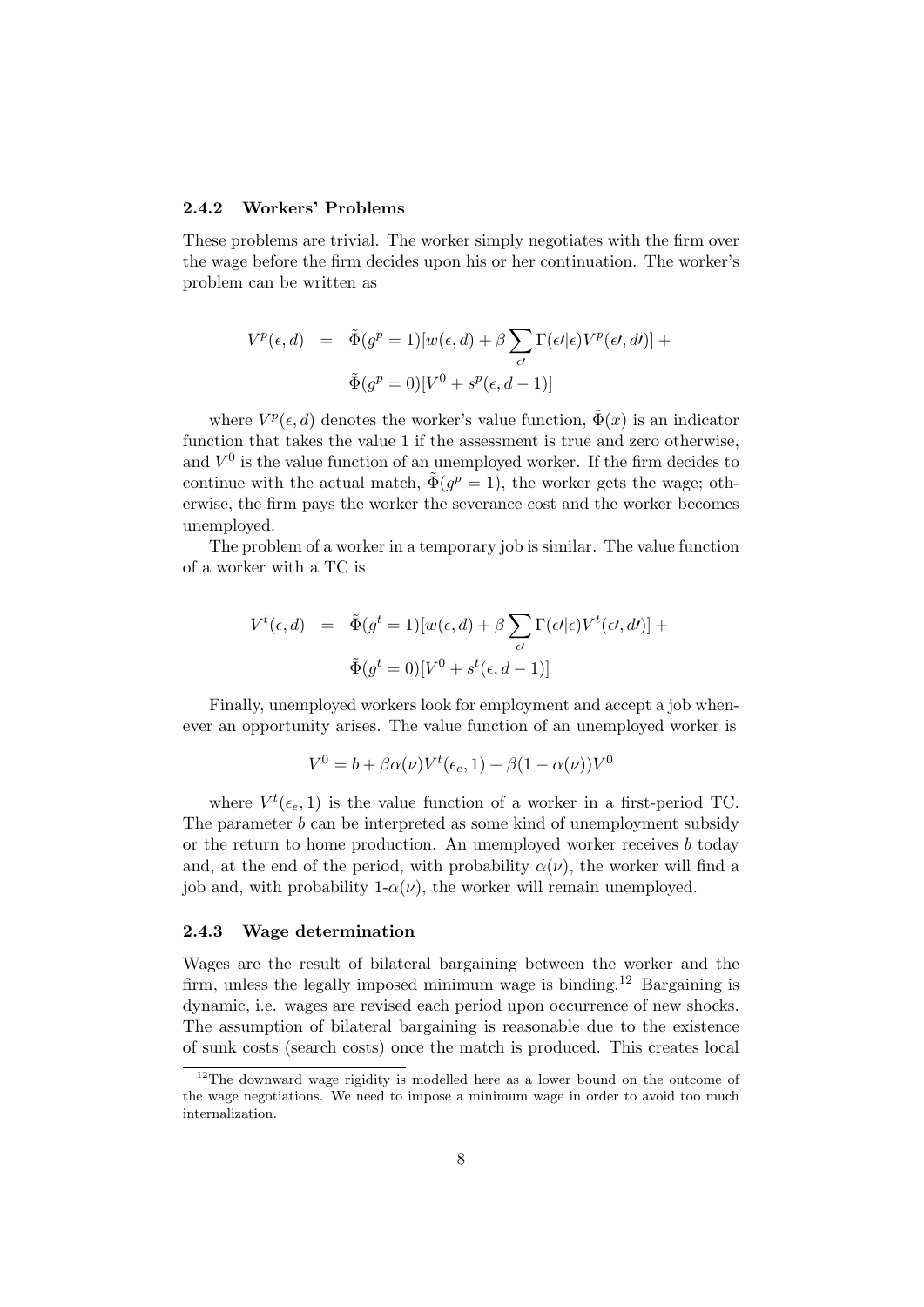### 2.4.2 Workers' Problems

These problems are trivial. The worker simply negotiates with the firm over the wage before the firm decides upon his or her continuation. The worker's problem can be written as

$$
\begin{aligned}
V^p(\epsilon, d) \;\; &= \;\; \tilde{\Phi}(g^p = 1)[w(\epsilon, d) + \beta \sum_{\epsilon\prime} \Gamma(\epsilon\prime|\epsilon) V^p(\epsilon\prime, d\prime)] + \\
&\quad\; \tilde{\Phi}(g^p = 0)[V^0 + s^p(\epsilon, d - 1)]
\end{aligned}
$$

where $V^p(\epsilon, d)$ denotes the worker's value function, $\tilde{\Phi}(x)$ is an indicator function that takes the value 1 if the assessment is true and zero otherwise, and $V^0$ is the value function of an unemployed worker. If the firm decides to continue with the actual match, $\tilde{\Phi}(g^p = 1)$, the worker gets the wage; otherwise, the firm pays the worker the severance cost and the worker becomes unemployed.

The problem of a worker in a temporary job is similar. The value function of a worker with a TC is

$$
\begin{aligned}
V^t(\epsilon, d) \;\; &= \;\; \tilde{\Phi}(g^t = 1)[w(\epsilon, d) + \beta \sum_{\epsilon\prime} \Gamma(\epsilon\prime|\epsilon) V^t(\epsilon\prime, d\prime)] + \\
&\quad\; \tilde{\Phi}(g^t = 0)[V^0 + s^t(\epsilon, d - 1)]
\end{aligned}
$$

Finally, unemployed workers look for employment and accept a job whenever an opportunity arises. The value function of an unemployed worker is

$$
V^0 = b + \beta\alpha(\nu)V^t(\epsilon_e, 1) + \beta(1 - \alpha(\nu))V^0
$$

where $V^t(\epsilon_e, 1)$ is the value function of a worker in a first-period TC. The parameter $b$ can be interpreted as some kind of unemployment subsidy or the return to home production. An unemployed worker receives $b$ today and, at the end of the period, with probability $\alpha(\nu)$, the worker will find a job and, with probability 1-$\alpha(\nu)$, the worker will remain unemployed.

### 2.4.3 Wage determination

Wages are the result of bilateral bargaining between the worker and the firm, unless the legally imposed minimum wage is binding.[12] Bargaining is dynamic, i.e. wages are revised each period upon occurrence of new shocks. The assumption of bilateral bargaining is reasonable due to the existence of sunk costs (search costs) once the match is produced. This creates local

[12] The downward wage rigidity is modelled here as a lower bound on the outcome of the wage negotiations. We need to impose a minimum wage in order to avoid too much internalization.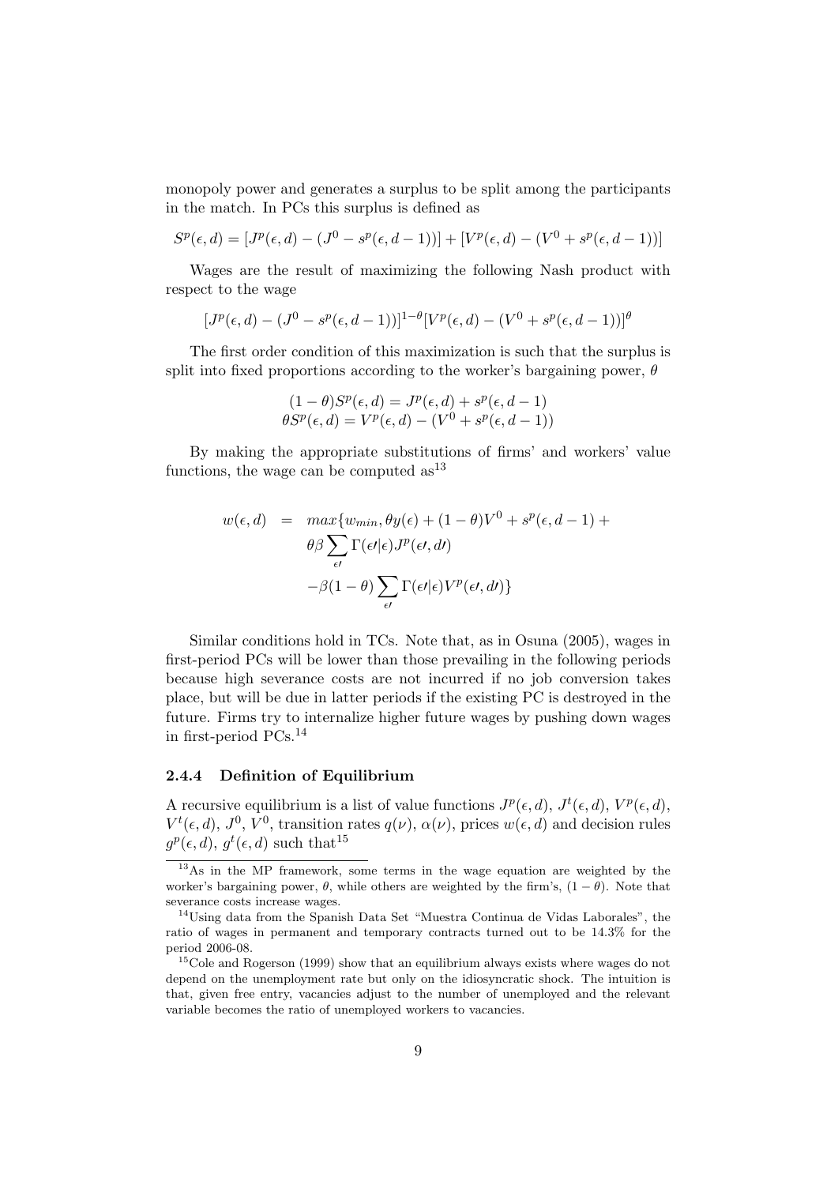monopoly power and generates a surplus to be split among the participants in the match. In PCs this surplus is defined as

$$S^p(\epsilon, d) = [J^p(\epsilon, d) - (J^0 - s^p(\epsilon, d-1))] + [V^p(\epsilon, d) - (V^0 + s^p(\epsilon, d-1))]$$

Wages are the result of maximizing the following Nash product with respect to the wage

$$[J^p(\epsilon, d) - (J^0 - s^p(\epsilon, d-1))]^{1-\theta}[V^p(\epsilon, d) - (V^0 + s^p(\epsilon, d-1))]^{\theta}$$

The first order condition of this maximization is such that the surplus is split into fixed proportions according to the worker's bargaining power, $\theta$

$$(1-\theta)S^p(\epsilon, d) = J^p(\epsilon, d) + s^p(\epsilon, d-1)$$
$$\theta S^p(\epsilon, d) = V^p(\epsilon, d) - (V^0 + s^p(\epsilon, d-1))$$

By making the appropriate substitutions of firms' and workers' value functions, the wage can be computed as[13]

$$\begin{aligned} w(\epsilon, d) &= max\{w_{min}, \theta y(\epsilon) + (1-\theta)V^0 + s^p(\epsilon, d-1) + \\ &\quad \theta\beta \sum_{\epsilon\prime} \Gamma(\epsilon\prime|\epsilon) J^p(\epsilon\prime, d\prime) \\ &\quad -\beta(1-\theta) \sum_{\epsilon\prime} \Gamma(\epsilon\prime|\epsilon) V^p(\epsilon\prime, d\prime)\} \end{aligned}$$

Similar conditions hold in TCs. Note that, as in Osuna (2005), wages in first-period PCs will be lower than those prevailing in the following periods because high severance costs are not incurred if no job conversion takes place, but will be due in latter periods if the existing PC is destroyed in the future. Firms try to internalize higher future wages by pushing down wages in first-period PCs.[14]

### 2.4.4 Definition of Equilibrium

A recursive equilibrium is a list of value functions $J^p(\epsilon, d)$, $J^t(\epsilon, d)$, $V^p(\epsilon, d)$, $V^t(\epsilon, d)$, $J^0$, $V^0$, transition rates $q(\nu)$, $\alpha(\nu)$, prices $w(\epsilon, d)$ and decision rules $g^p(\epsilon, d)$, $g^t(\epsilon, d)$ such that[15]

---

[13] As in the MP framework, some terms in the wage equation are weighted by the worker's bargaining power, $\theta$, while others are weighted by the firm's, $(1-\theta)$. Note that severance costs increase wages.

[14] Using data from the Spanish Data Set "Muestra Continua de Vidas Laborales", the ratio of wages in permanent and temporary contracts turned out to be 14.3% for the period 2006-08.

[15] Cole and Rogerson (1999) show that an equilibrium always exists where wages do not depend on the unemployment rate but only on the idiosyncratic shock. The intuition is that, given free entry, vacancies adjust to the number of unemployed and the relevant variable becomes the ratio of unemployed workers to vacancies.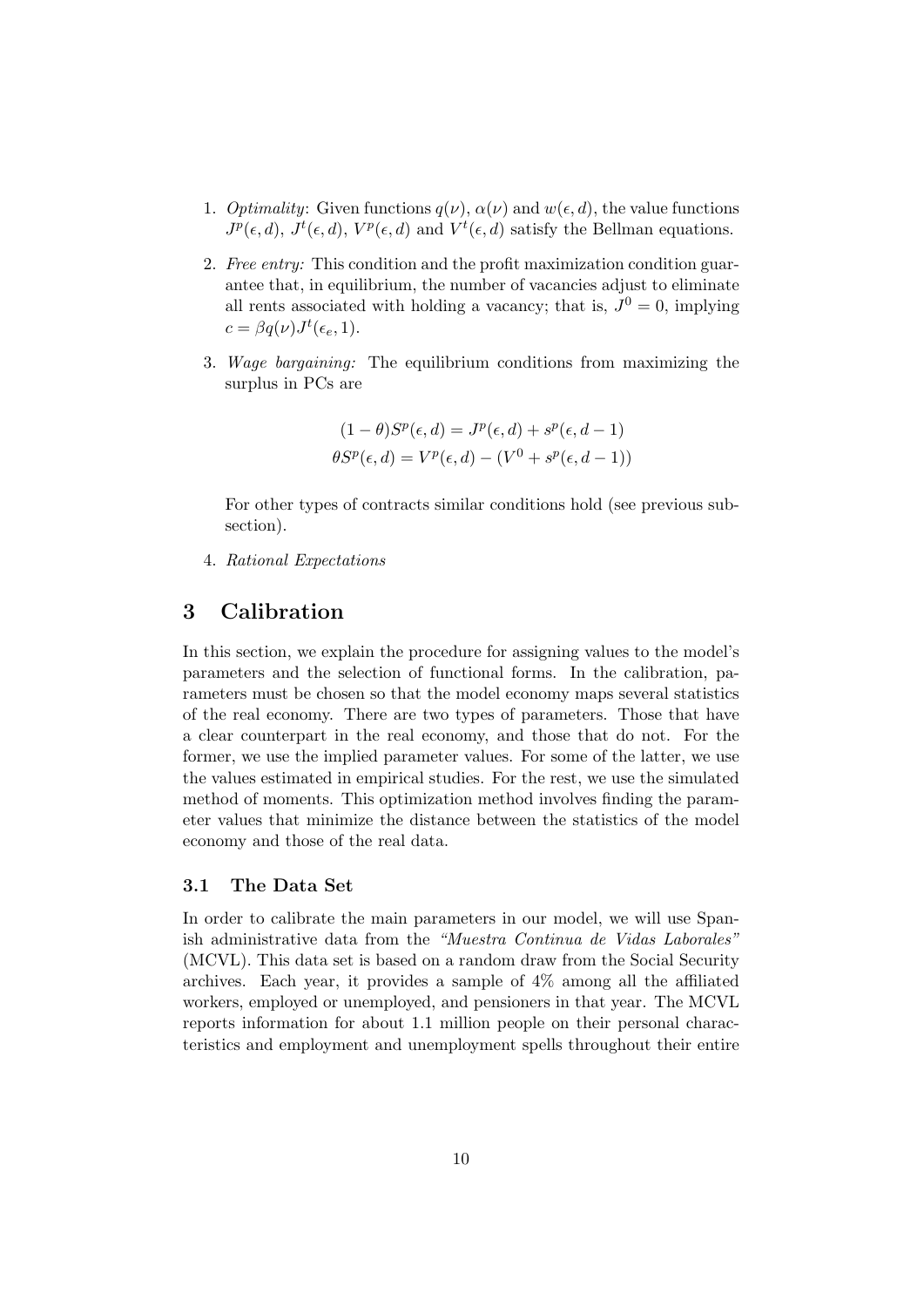1. *Optimality*: Given functions $q(\nu)$, $\alpha(\nu)$ and $w(\epsilon, d)$, the value functions $J^p(\epsilon, d)$, $J^t(\epsilon, d)$, $V^p(\epsilon, d)$ and $V^t(\epsilon, d)$ satisfy the Bellman equations.

2. *Free entry:* This condition and the profit maximization condition guarantee that, in equilibrium, the number of vacancies adjust to eliminate all rents associated with holding a vacancy; that is, $J^0 = 0$, implying $c = \beta q(\nu) J^t(\epsilon_e, 1)$.

3. *Wage bargaining:* The equilibrium conditions from maximizing the surplus in PCs are

$$
\begin{aligned}
(1-\theta) S^p(\epsilon, d) &= J^p(\epsilon, d) + s^p(\epsilon, d-1) \\
\theta S^p(\epsilon, d) &= V^p(\epsilon, d) - (V^0 + s^p(\epsilon, d-1))
\end{aligned}
$$

   For other types of contracts similar conditions hold (see previous subsection).

4. *Rational Expectations*

## 3 Calibration

In this section, we explain the procedure for assigning values to the model's parameters and the selection of functional forms. In the calibration, parameters must be chosen so that the model economy maps several statistics of the real economy. There are two types of parameters. Those that have a clear counterpart in the real economy, and those that do not. For the former, we use the implied parameter values. For some of the latter, we use the values estimated in empirical studies. For the rest, we use the simulated method of moments. This optimization method involves finding the parameter values that minimize the distance between the statistics of the model economy and those of the real data.

### 3.1 The Data Set

In order to calibrate the main parameters in our model, we will use Spanish administrative data from the *"Muestra Continua de Vidas Laborales"* (MCVL). This data set is based on a random draw from the Social Security archives. Each year, it provides a sample of 4% among all the affiliated workers, employed or unemployed, and pensioners in that year. The MCVL reports information for about 1.1 million people on their personal characteristics and employment and unemployment spells throughout their entire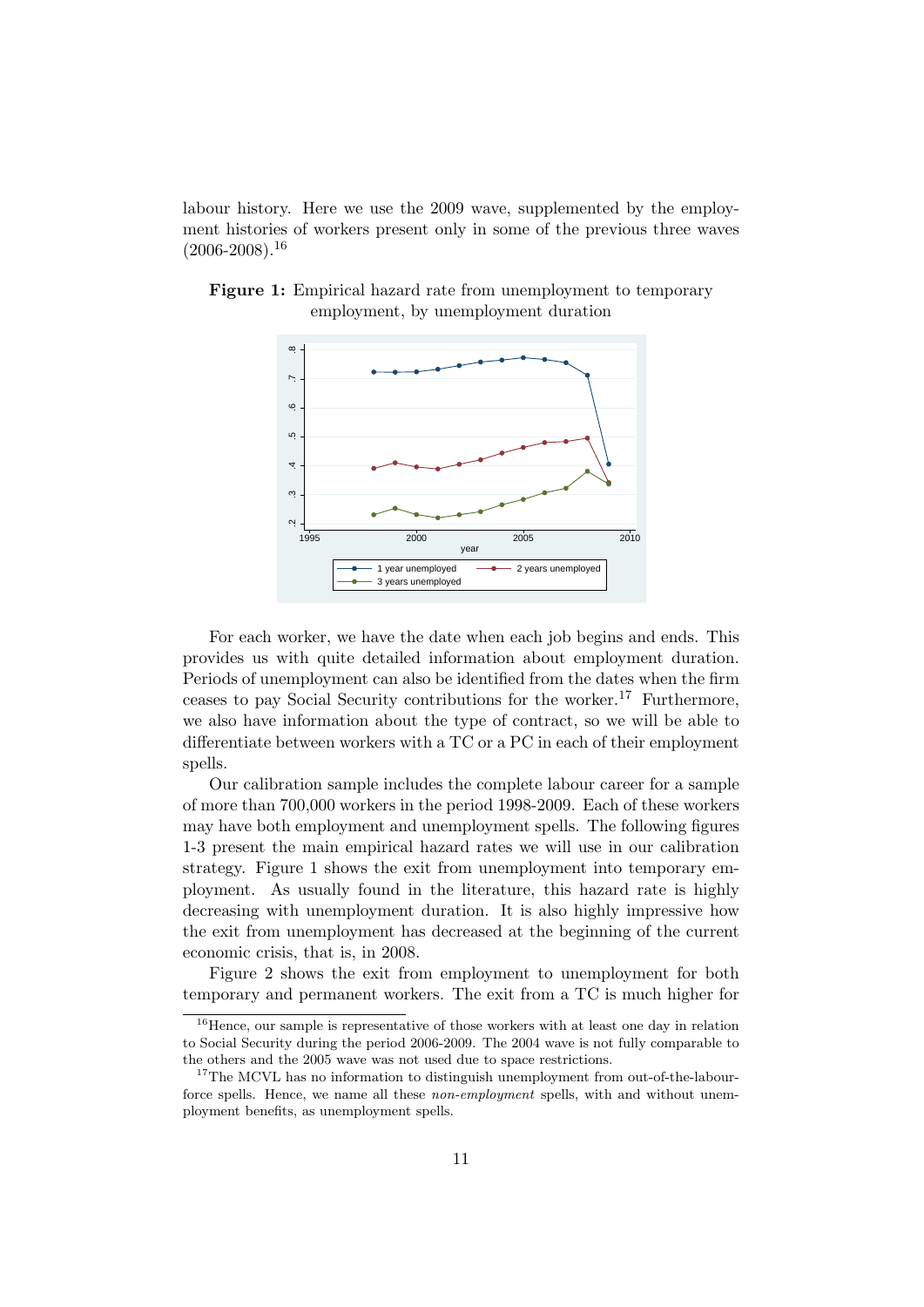labour history. Here we use the 2009 wave, supplemented by the employment histories of workers present only in some of the previous three waves (2006-2008).[16]

**Figure 1:** Empirical hazard rate from unemployment to temporary employment, by unemployment duration

For each worker, we have the date when each job begins and ends. This provides us with quite detailed information about employment duration. Periods of unemployment can also be identified from the dates when the firm ceases to pay Social Security contributions for the worker.[17] Furthermore, we also have information about the type of contract, so we will be able to differentiate between workers with a TC or a PC in each of their employment spells.

Our calibration sample includes the complete labour career for a sample of more than 700,000 workers in the period 1998-2009. Each of these workers may have both employment and unemployment spells. The following figures 1-3 present the main empirical hazard rates we will use in our calibration strategy. Figure 1 shows the exit from unemployment into temporary employment. As usually found in the literature, this hazard rate is highly decreasing with unemployment duration. It is also highly impressive how the exit from unemployment has decreased at the beginning of the current economic crisis, that is, in 2008.

Figure 2 shows the exit from employment to unemployment for both temporary and permanent workers. The exit from a TC is much higher for

---

[16] Hence, our sample is representative of those workers with at least one day in relation to Social Security during the period 2006-2009. The 2004 wave is not fully comparable to the others and the 2005 wave was not used due to space restrictions.

[17] The MCVL has no information to distinguish unemployment from out-of-the-labour-force spells. Hence, we name all these *non-employment* spells, with and without unemployment benefits, as unemployment spells.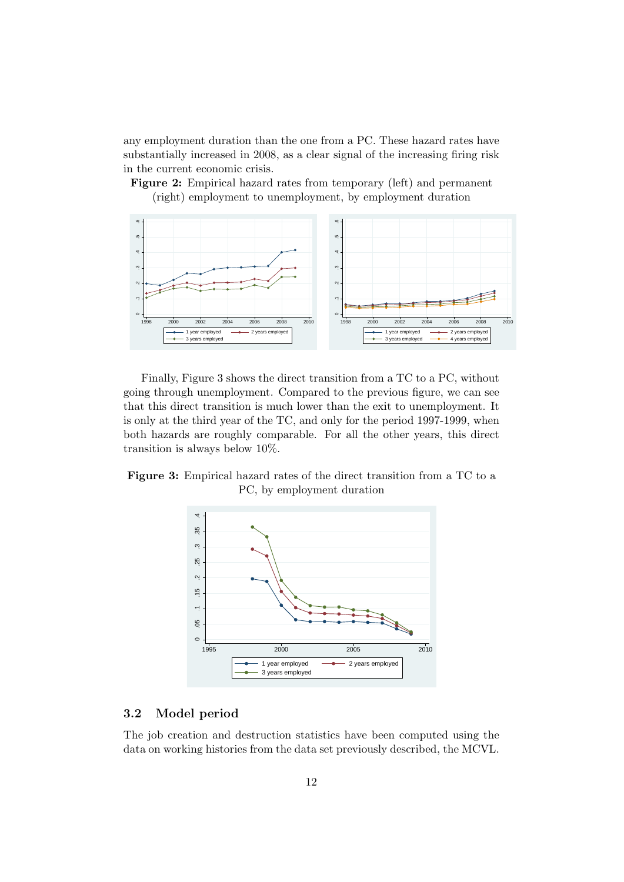any employment duration than the one from a PC. These hazard rates have substantially increased in 2008, as a clear signal of the increasing firing risk in the current economic crisis.

**Figure 2:** Empirical hazard rates from temporary (left) and permanent (right) employment to unemployment, by employment duration

Finally, Figure 3 shows the direct transition from a TC to a PC, without going through unemployment. Compared to the previous figure, we can see that this direct transition is much lower than the exit to unemployment. It is only at the third year of the TC, and only for the period 1997-1999, when both hazards are roughly comparable. For all the other years, this direct transition is always below 10%.

**Figure 3:** Empirical hazard rates of the direct transition from a TC to a PC, by employment duration

## 3.2 Model period

The job creation and destruction statistics have been computed using the data on working histories from the data set previously described, the MCVL.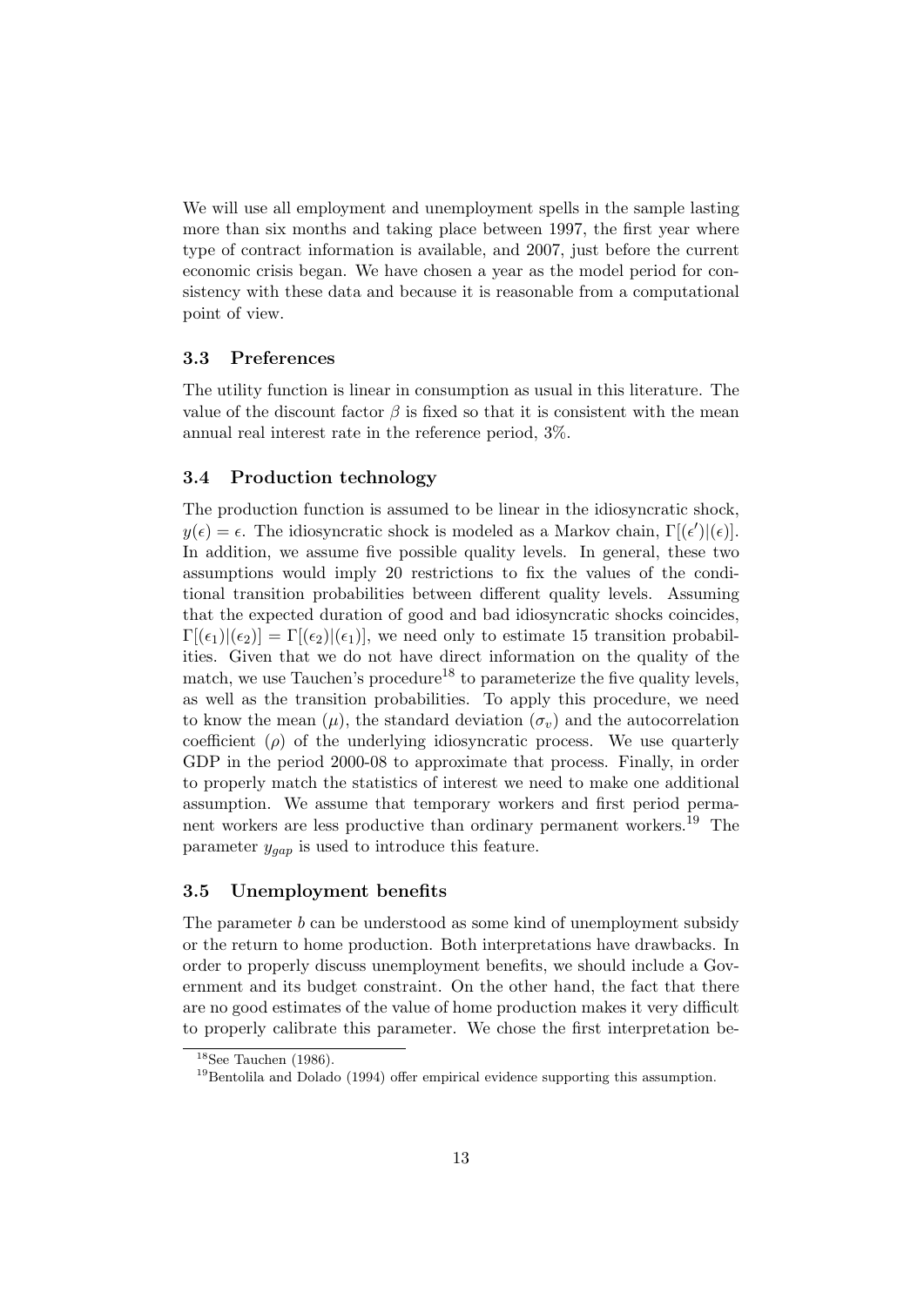We will use all employment and unemployment spells in the sample lasting more than six months and taking place between 1997, the first year where type of contract information is available, and 2007, just before the current economic crisis began. We have chosen a year as the model period for consistency with these data and because it is reasonable from a computational point of view.

### 3.3 Preferences

The utility function is linear in consumption as usual in this literature. The value of the discount factor $\beta$ is fixed so that it is consistent with the mean annual real interest rate in the reference period, 3%.

### 3.4 Production technology

The production function is assumed to be linear in the idiosyncratic shock, $y(\epsilon) = \epsilon$. The idiosyncratic shock is modeled as a Markov chain, $\Gamma[(\epsilon')|(\epsilon)]$. In addition, we assume five possible quality levels. In general, these two assumptions would imply 20 restrictions to fix the values of the conditional transition probabilities between different quality levels. Assuming that the expected duration of good and bad idiosyncratic shocks coincides, $\Gamma[(\epsilon_1)|(\epsilon_2)] = \Gamma[(\epsilon_2)|(\epsilon_1)]$, we need only to estimate 15 transition probabilities. Given that we do not have direct information on the quality of the match, we use Tauchen's procedure[18] to parameterize the five quality levels, as well as the transition probabilities. To apply this procedure, we need to know the mean ($\mu$), the standard deviation ($\sigma_v$) and the autocorrelation coefficient ($\rho$) of the underlying idiosyncratic process. We use quarterly GDP in the period 2000-08 to approximate that process. Finally, in order to properly match the statistics of interest we need to make one additional assumption. We assume that temporary workers and first period permanent workers are less productive than ordinary permanent workers.[19] The parameter $y_{gap}$ is used to introduce this feature.

### 3.5 Unemployment benefits

The parameter $b$ can be understood as some kind of unemployment subsidy or the return to home production. Both interpretations have drawbacks. In order to properly discuss unemployment benefits, we should include a Government and its budget constraint. On the other hand, the fact that there are no good estimates of the value of home production makes it very difficult to properly calibrate this parameter. We chose the first interpretation be-

[18] See Tauchen (1986).

[19] Bentolila and Dolado (1994) offer empirical evidence supporting this assumption.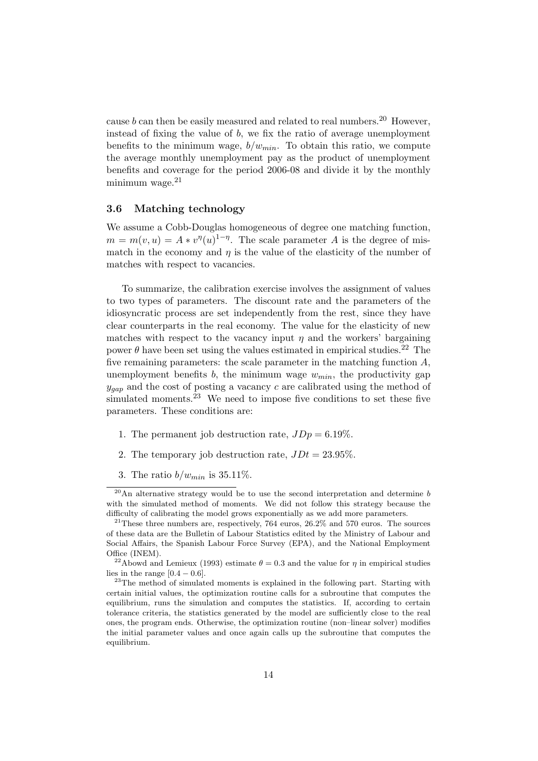cause $b$ can then be easily measured and related to real numbers.[20] However, instead of fixing the value of $b$, we fix the ratio of average unemployment benefits to the minimum wage, $b/w_{min}$. To obtain this ratio, we compute the average monthly unemployment pay as the product of unemployment benefits and coverage for the period 2006-08 and divide it by the monthly minimum wage.[21]

### 3.6 Matching technology

We assume a Cobb-Douglas homogeneous of degree one matching function, $m = m(v, u) = A * v^{\eta}(u)^{1-\eta}$. The scale parameter $A$ is the degree of mismatch in the economy and $\eta$ is the value of the elasticity of the number of matches with respect to vacancies.

To summarize, the calibration exercise involves the assignment of values to two types of parameters. The discount rate and the parameters of the idiosyncratic process are set independently from the rest, since they have clear counterparts in the real economy. The value for the elasticity of new matches with respect to the vacancy input $\eta$ and the workers' bargaining power $\theta$ have been set using the values estimated in empirical studies.[22] The five remaining parameters: the scale parameter in the matching function $A$, unemployment benefits $b$, the minimum wage $w_{min}$, the productivity gap $y_{gap}$ and the cost of posting a vacancy $c$ are calibrated using the method of simulated moments.[23] We need to impose five conditions to set these five parameters. These conditions are:

1. The permanent job destruction rate, $JDp = 6.19\%$.
2. The temporary job destruction rate, $JDt = 23.95\%$.
3. The ratio $b/w_{min}$ is 35.11%.

---

[20] An alternative strategy would be to use the second interpretation and determine $b$ with the simulated method of moments. We did not follow this strategy because the difficulty of calibrating the model grows exponentially as we add more parameters.

[21] These three numbers are, respectively, 764 euros, 26.2% and 570 euros. The sources of these data are the Bulletin of Labour Statistics edited by the Ministry of Labour and Social Affairs, the Spanish Labour Force Survey (EPA), and the National Employment Office (INEM).

[22] Abowd and Lemieux (1993) estimate $\theta = 0.3$ and the value for $\eta$ in empirical studies lies in the range $[0.4 - 0.6]$.

[23] The method of simulated moments is explained in the following part. Starting with certain initial values, the optimization routine calls for a subroutine that computes the equilibrium, runs the simulation and computes the statistics. If, according to certain tolerance criteria, the statistics generated by the model are sufficiently close to the real ones, the program ends. Otherwise, the optimization routine (non–linear solver) modifies the initial parameter values and once again calls up the subroutine that computes the equilibrium.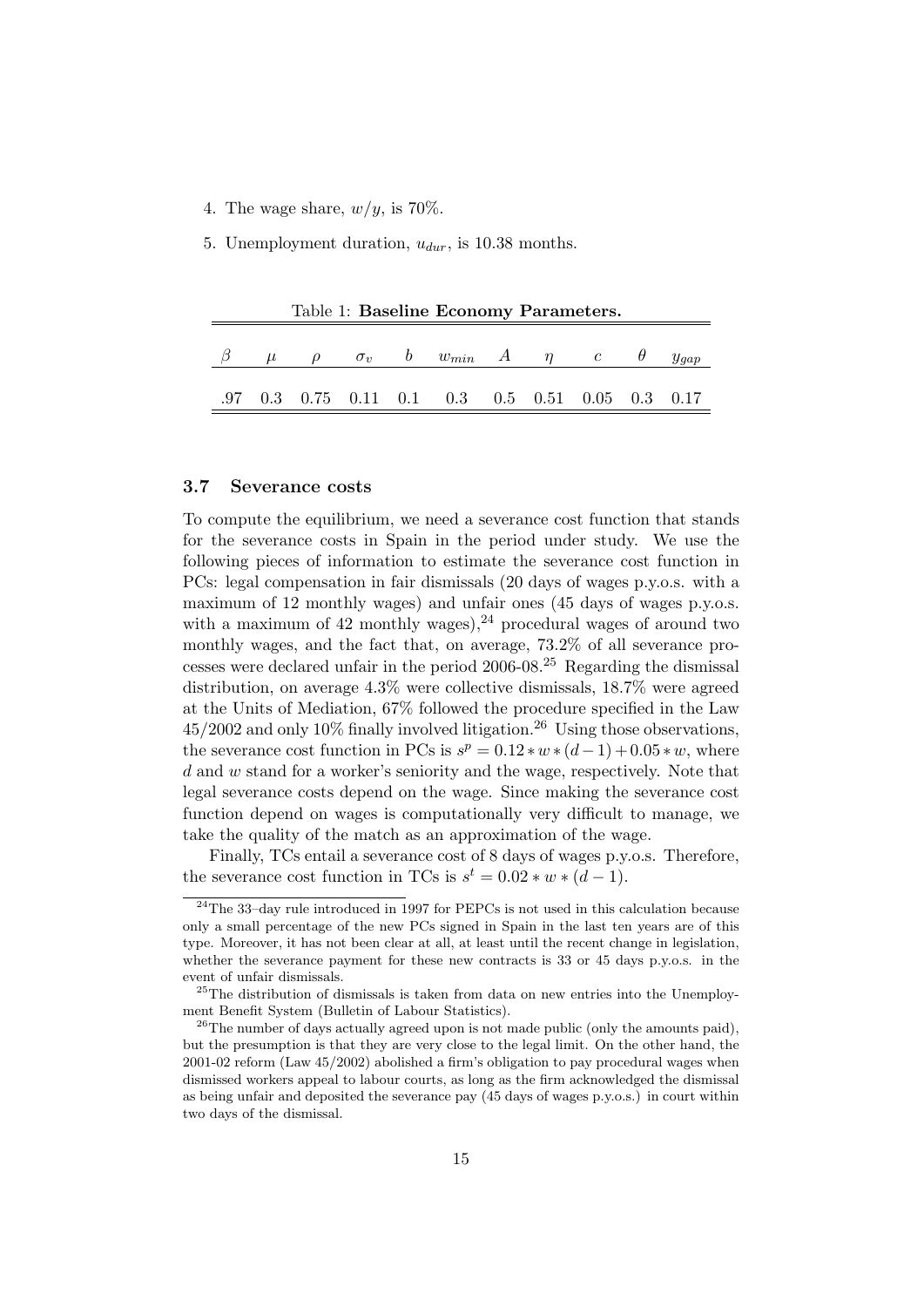4. The wage share, $w/y$, is 70%.
5. Unemployment duration, $u_{dur}$, is 10.38 months.

Table 1: **Baseline Economy Parameters.**

| $\beta$ | $\mu$ | $\rho$ | $\sigma_v$ | $b$ | $w_{min}$ | $A$ | $\eta$ | $c$ | $\theta$ | $y_{gap}$ |
|---|---|---|---|---|---|---|---|---|---|---|
| .97 | 0.3 | 0.75 | 0.11 | 0.1 | 0.3 | 0.5 | 0.51 | 0.05 | 0.3 | 0.17 |

### 3.7 Severance costs

To compute the equilibrium, we need a severance cost function that stands for the severance costs in Spain in the period under study. We use the following pieces of information to estimate the severance cost function in PCs: legal compensation in fair dismissals (20 days of wages p.y.o.s. with a maximum of 12 monthly wages) and unfair ones (45 days of wages p.y.o.s. with a maximum of 42 monthly wages),[24] procedural wages of around two monthly wages, and the fact that, on average, 73.2% of all severance processes were declared unfair in the period 2006-08.[25] Regarding the dismissal distribution, on average 4.3% were collective dismissals, 18.7% were agreed at the Units of Mediation, 67% followed the procedure specified in the Law 45/2002 and only 10% finally involved litigation.[26] Using those observations, the severance cost function in PCs is $s^p = 0.12 * w * (d-1) + 0.05 * w$, where $d$ and $w$ stand for a worker's seniority and the wage, respectively. Note that legal severance costs depend on the wage. Since making the severance cost function depend on wages is computationally very difficult to manage, we take the quality of the match as an approximation of the wage.

Finally, TCs entail a severance cost of 8 days of wages p.y.o.s. Therefore, the severance cost function in TCs is $s^t = 0.02 * w * (d-1)$.

---

[24] The 33–day rule introduced in 1997 for PEPCs is not used in this calculation because only a small percentage of the new PCs signed in Spain in the last ten years are of this type. Moreover, it has not been clear at all, at least until the recent change in legislation, whether the severance payment for these new contracts is 33 or 45 days p.y.o.s. in the event of unfair dismissals.

[25] The distribution of dismissals is taken from data on new entries into the Unemployment Benefit System (Bulletin of Labour Statistics).

[26] The number of days actually agreed upon is not made public (only the amounts paid), but the presumption is that they are very close to the legal limit. On the other hand, the 2001-02 reform (Law 45/2002) abolished a firm's obligation to pay procedural wages when dismissed workers appeal to labour courts, as long as the firm acknowledged the dismissal as being unfair and deposited the severance pay (45 days of wages p.y.o.s.) in court within two days of the dismissal.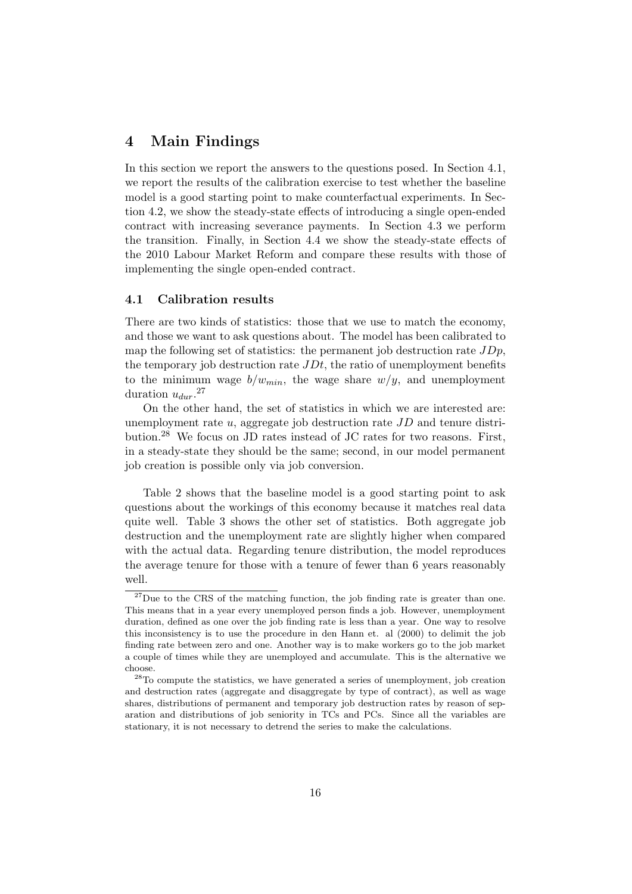# 4 Main Findings

In this section we report the answers to the questions posed. In Section 4.1, we report the results of the calibration exercise to test whether the baseline model is a good starting point to make counterfactual experiments. In Section 4.2, we show the steady-state effects of introducing a single open-ended contract with increasing severance payments. In Section 4.3 we perform the transition. Finally, in Section 4.4 we show the steady-state effects of the 2010 Labour Market Reform and compare these results with those of implementing the single open-ended contract.

## 4.1 Calibration results

There are two kinds of statistics: those that we use to match the economy, and those we want to ask questions about. The model has been calibrated to map the following set of statistics: the permanent job destruction rate $JDp$, the temporary job destruction rate $JDt$, the ratio of unemployment benefits to the minimum wage $b/w_{min}$, the wage share $w/y$, and unemployment duration $u_{dur}$.[27]

On the other hand, the set of statistics in which we are interested are: unemployment rate $u$, aggregate job destruction rate $JD$ and tenure distribution.[28] We focus on JD rates instead of JC rates for two reasons. First, in a steady-state they should be the same; second, in our model permanent job creation is possible only via job conversion.

Table 2 shows that the baseline model is a good starting point to ask questions about the workings of this economy because it matches real data quite well. Table 3 shows the other set of statistics. Both aggregate job destruction and the unemployment rate are slightly higher when compared with the actual data. Regarding tenure distribution, the model reproduces the average tenure for those with a tenure of fewer than 6 years reasonably well.

[27] Due to the CRS of the matching function, the job finding rate is greater than one. This means that in a year every unemployed person finds a job. However, unemployment duration, defined as one over the job finding rate is less than a year. One way to resolve this inconsistency is to use the procedure in den Hann et. al (2000) to delimit the job finding rate between zero and one. Another way is to make workers go to the job market a couple of times while they are unemployed and accumulate. This is the alternative we choose.

[28] To compute the statistics, we have generated a series of unemployment, job creation and destruction rates (aggregate and disaggregate by type of contract), as well as wage shares, distributions of permanent and temporary job destruction rates by reason of separation and distributions of job seniority in TCs and PCs. Since all the variables are stationary, it is not necessary to detrend the series to make the calculations.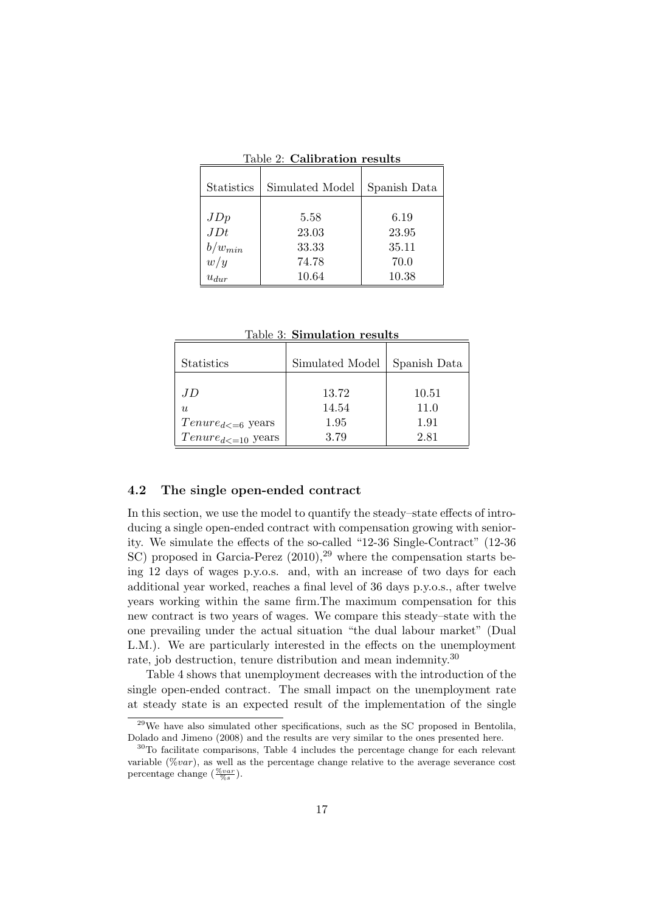Table 2: **Calibration results**

| Statistics | Simulated Model | Spanish Data |
|---|---|---|
| $JDp$ | 5.58 | 6.19 |
| $JDt$ | 23.03 | 23.95 |
| $b/w_{min}$ | 33.33 | 35.11 |
| $w/y$ | 74.78 | 70.0 |
| $u_{dur}$ | 10.64 | 10.38 |

Table 3: **Simulation results**

| Statistics | Simulated Model | Spanish Data |
|---|---|---|
| $JD$ | 13.72 | 10.51 |
| $u$ | 14.54 | 11.0 |
| $Tenure_{d<=6}$ years | 1.95 | 1.91 |
| $Tenure_{d<=10}$ years | 3.79 | 2.81 |

### 4.2 The single open-ended contract

In this section, we use the model to quantify the steady–state effects of introducing a single open-ended contract with compensation growing with seniority. We simulate the effects of the so-called "12-36 Single-Contract" (12-36 SC) proposed in Garcia-Perez (2010),[29] where the compensation starts being 12 days of wages p.y.o.s. and, with an increase of two days for each additional year worked, reaches a final level of 36 days p.y.o.s., after twelve years working within the same firm.The maximum compensation for this new contract is two years of wages. We compare this steady–state with the one prevailing under the actual situation "the dual labour market" (Dual L.M.). We are particularly interested in the effects on the unemployment rate, job destruction, tenure distribution and mean indemnity.[30]

Table 4 shows that unemployment decreases with the introduction of the single open-ended contract. The small impact on the unemployment rate at steady state is an expected result of the implementation of the single

[29] We have also simulated other specifications, such as the SC proposed in Bentolila, Dolado and Jimeno (2008) and the results are very similar to the ones presented here.

[30] To facilitate comparisons, Table 4 includes the percentage change for each relevant variable ($\%var$), as well as the percentage change relative to the average severance cost percentage change ($\frac{\%var}{\%s}$).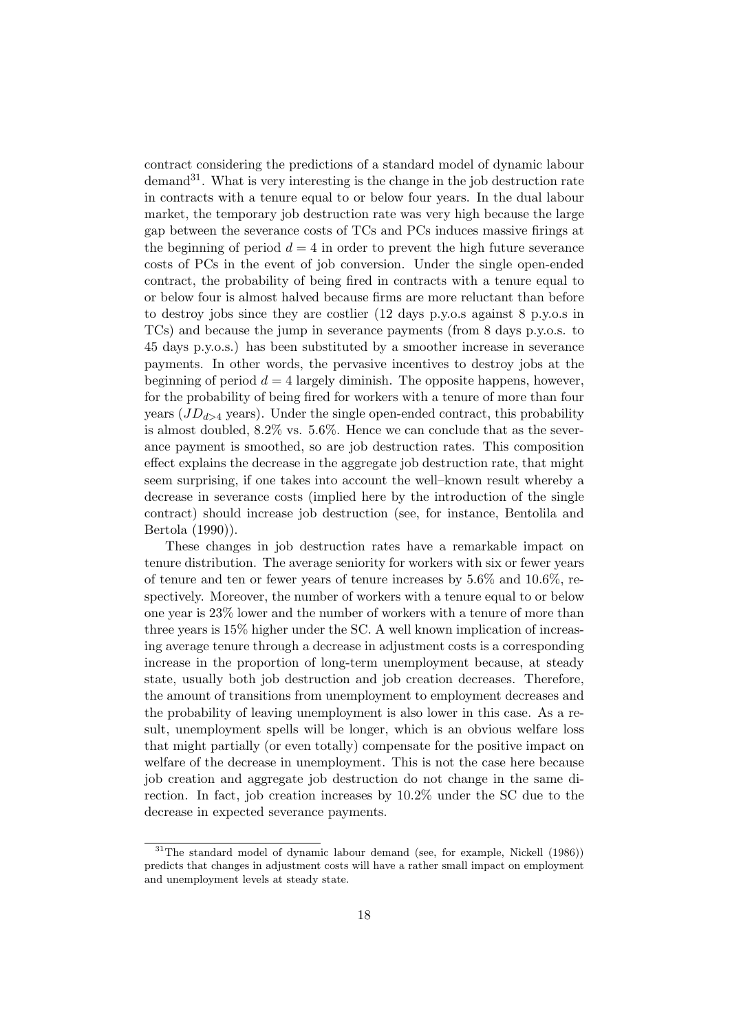contract considering the predictions of a standard model of dynamic labour demand[31]. What is very interesting is the change in the job destruction rate in contracts with a tenure equal to or below four years. In the dual labour market, the temporary job destruction rate was very high because the large gap between the severance costs of TCs and PCs induces massive firings at the beginning of period $d = 4$ in order to prevent the high future severance costs of PCs in the event of job conversion. Under the single open-ended contract, the probability of being fired in contracts with a tenure equal to or below four is almost halved because firms are more reluctant than before to destroy jobs since they are costlier (12 days p.y.o.s against 8 p.y.o.s in TCs) and because the jump in severance payments (from 8 days p.y.o.s. to 45 days p.y.o.s.) has been substituted by a smoother increase in severance payments. In other words, the pervasive incentives to destroy jobs at the beginning of period $d = 4$ largely diminish. The opposite happens, however, for the probability of being fired for workers with a tenure of more than four years ($JD_{d>4}$ years). Under the single open-ended contract, this probability is almost doubled, 8.2% vs. 5.6%. Hence we can conclude that as the severance payment is smoothed, so are job destruction rates. This composition effect explains the decrease in the aggregate job destruction rate, that might seem surprising, if one takes into account the well–known result whereby a decrease in severance costs (implied here by the introduction of the single contract) should increase job destruction (see, for instance, Bentolila and Bertola (1990)).

These changes in job destruction rates have a remarkable impact on tenure distribution. The average seniority for workers with six or fewer years of tenure and ten or fewer years of tenure increases by 5.6% and 10.6%, respectively. Moreover, the number of workers with a tenure equal to or below one year is 23% lower and the number of workers with a tenure of more than three years is 15% higher under the SC. A well known implication of increasing average tenure through a decrease in adjustment costs is a corresponding increase in the proportion of long-term unemployment because, at steady state, usually both job destruction and job creation decreases. Therefore, the amount of transitions from unemployment to employment decreases and the probability of leaving unemployment is also lower in this case. As a result, unemployment spells will be longer, which is an obvious welfare loss that might partially (or even totally) compensate for the positive impact on welfare of the decrease in unemployment. This is not the case here because job creation and aggregate job destruction do not change in the same direction. In fact, job creation increases by 10.2% under the SC due to the decrease in expected severance payments.

[31]The standard model of dynamic labour demand (see, for example, Nickell (1986)) predicts that changes in adjustment costs will have a rather small impact on employment and unemployment levels at steady state.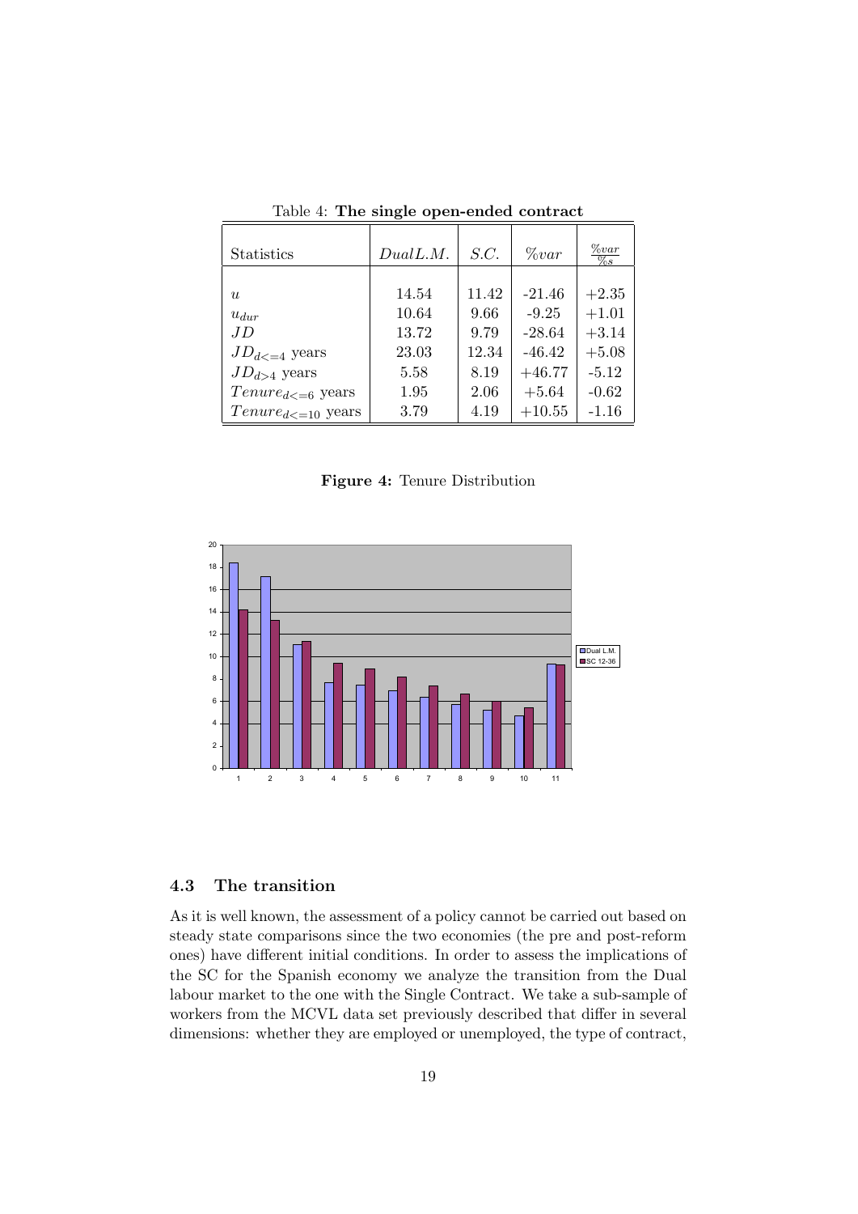Table 4: **The single open-ended contract**

| Statistics | $DualL.M.$ | $S.C.$ | $\%var$ | $\frac{\%var}{\%s}$ |
|---|---|---|---|---|
| $u$ | 14.54 | 11.42 | -21.46 | +2.35 |
| $u_{dur}$ | 10.64 | 9.66 | -9.25 | +1.01 |
| $JD$ | 13.72 | 9.79 | -28.64 | +3.14 |
| $JD_{d<=4}$ years | 23.03 | 12.34 | -46.42 | +5.08 |
| $JD_{d>4}$ years | 5.58 | 8.19 | +46.77 | -5.12 |
| $Tenure_{d<=6}$ years | 1.95 | 2.06 | +5.64 | -0.62 |
| $Tenure_{d<=10}$ years | 3.79 | 4.19 | +10.55 | -1.16 |

**Figure 4:** Tenure Distribution

## 4.3 The transition

As it is well known, the assessment of a policy cannot be carried out based on steady state comparisons since the two economies (the pre and post-reform ones) have different initial conditions. In order to assess the implications of the SC for the Spanish economy we analyze the transition from the Dual labour market to the one with the Single Contract. We take a sub-sample of workers from the MCVL data set previously described that differ in several dimensions: whether they are employed or unemployed, the type of contract,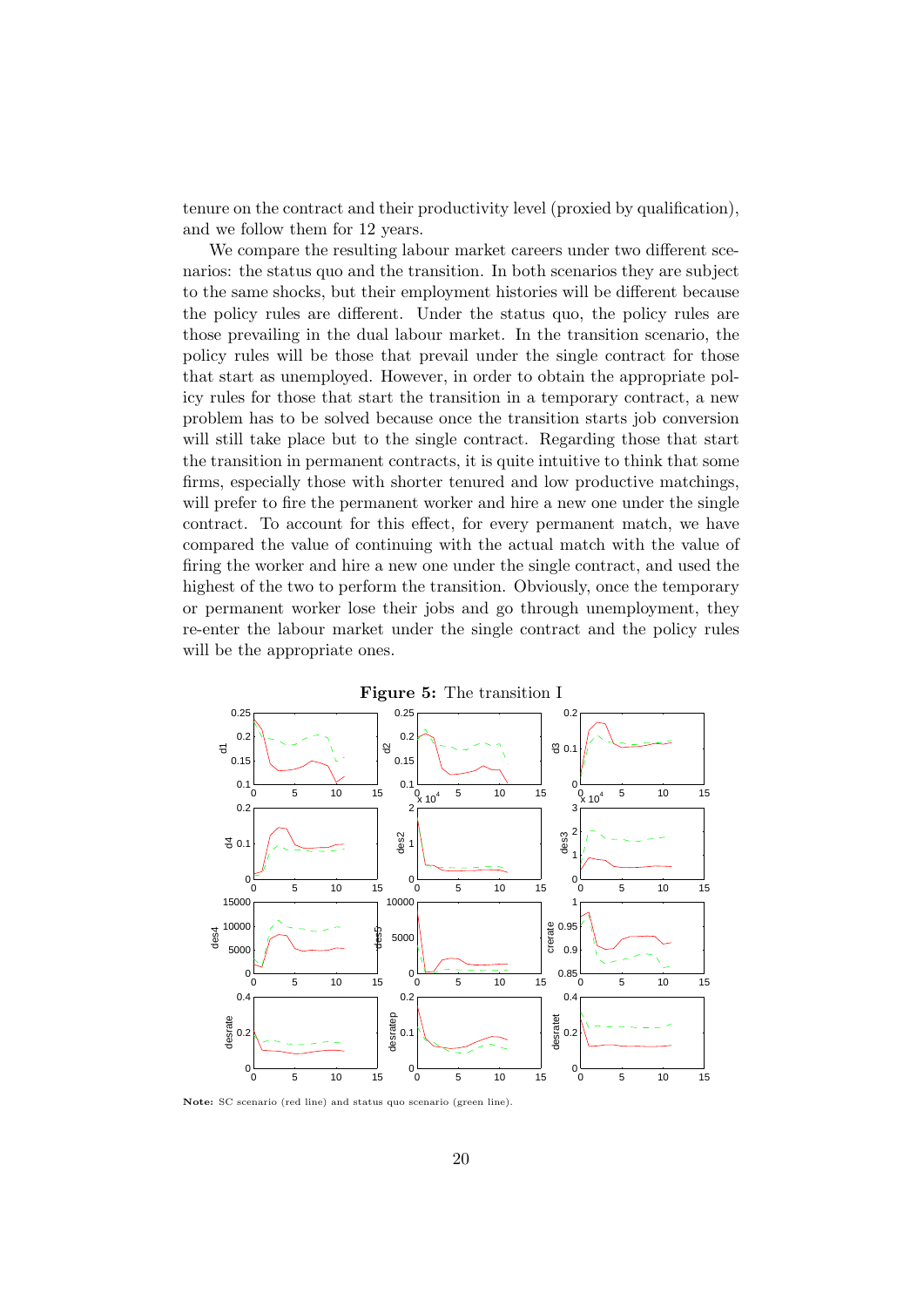tenure on the contract and their productivity level (proxied by qualification), and we follow them for 12 years.

We compare the resulting labour market careers under two different scenarios: the status quo and the transition. In both scenarios they are subject to the same shocks, but their employment histories will be different because the policy rules are different. Under the status quo, the policy rules are those prevailing in the dual labour market. In the transition scenario, the policy rules will be those that prevail under the single contract for those that start as unemployed. However, in order to obtain the appropriate policy rules for those that start the transition in a temporary contract, a new problem has to be solved because once the transition starts job conversion will still take place but to the single contract. Regarding those that start the transition in permanent contracts, it is quite intuitive to think that some firms, especially those with shorter tenured and low productive matchings, will prefer to fire the permanent worker and hire a new one under the single contract. To account for this effect, for every permanent match, we have compared the value of continuing with the actual match with the value of firing the worker and hire a new one under the single contract, and used the highest of the two to perform the transition. Obviously, once the temporary or permanent worker lose their jobs and go through unemployment, they re-enter the labour market under the single contract and the policy rules will be the appropriate ones.

**Figure 5:** The transition I

**Note:** SC scenario (red line) and status quo scenario (green line).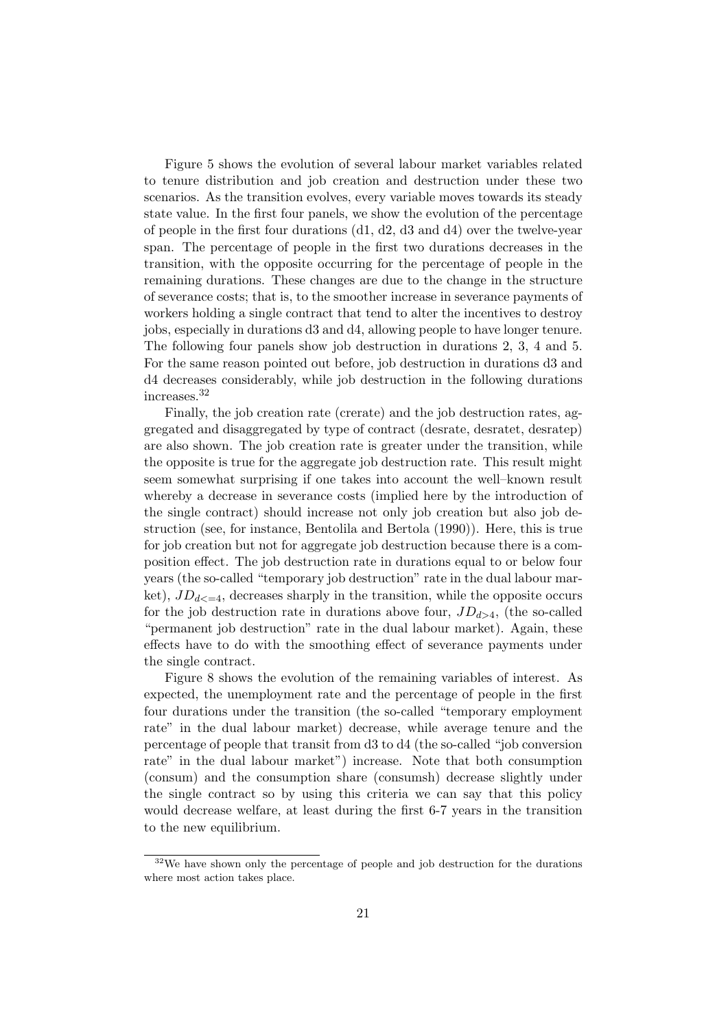Figure 5 shows the evolution of several labour market variables related to tenure distribution and job creation and destruction under these two scenarios. As the transition evolves, every variable moves towards its steady state value. In the first four panels, we show the evolution of the percentage of people in the first four durations (d1, d2, d3 and d4) over the twelve-year span. The percentage of people in the first two durations decreases in the transition, with the opposite occurring for the percentage of people in the remaining durations. These changes are due to the change in the structure of severance costs; that is, to the smoother increase in severance payments of workers holding a single contract that tend to alter the incentives to destroy jobs, especially in durations d3 and d4, allowing people to have longer tenure. The following four panels show job destruction in durations 2, 3, 4 and 5. For the same reason pointed out before, job destruction in durations d3 and d4 decreases considerably, while job destruction in the following durations increases.[32]

Finally, the job creation rate (crerate) and the job destruction rates, aggregated and disaggregated by type of contract (desrate, desratet, desratep) are also shown. The job creation rate is greater under the transition, while the opposite is true for the aggregate job destruction rate. This result might seem somewhat surprising if one takes into account the well–known result whereby a decrease in severance costs (implied here by the introduction of the single contract) should increase not only job creation but also job destruction (see, for instance, Bentolila and Bertola (1990)). Here, this is true for job creation but not for aggregate job destruction because there is a composition effect. The job destruction rate in durations equal to or below four years (the so-called "temporary job destruction" rate in the dual labour market), $JD_{d<=4}$, decreases sharply in the transition, while the opposite occurs for the job destruction rate in durations above four, $JD_{d>4}$, (the so-called "permanent job destruction" rate in the dual labour market). Again, these effects have to do with the smoothing effect of severance payments under the single contract.

Figure 8 shows the evolution of the remaining variables of interest. As expected, the unemployment rate and the percentage of people in the first four durations under the transition (the so-called "temporary employment rate" in the dual labour market) decrease, while average tenure and the percentage of people that transit from d3 to d4 (the so-called "job conversion rate" in the dual labour market") increase. Note that both consumption (consum) and the consumption share (consumsh) decrease slightly under the single contract so by using this criteria we can say that this policy would decrease welfare, at least during the first 6-7 years in the transition to the new equilibrium.

[32] We have shown only the percentage of people and job destruction for the durations where most action takes place.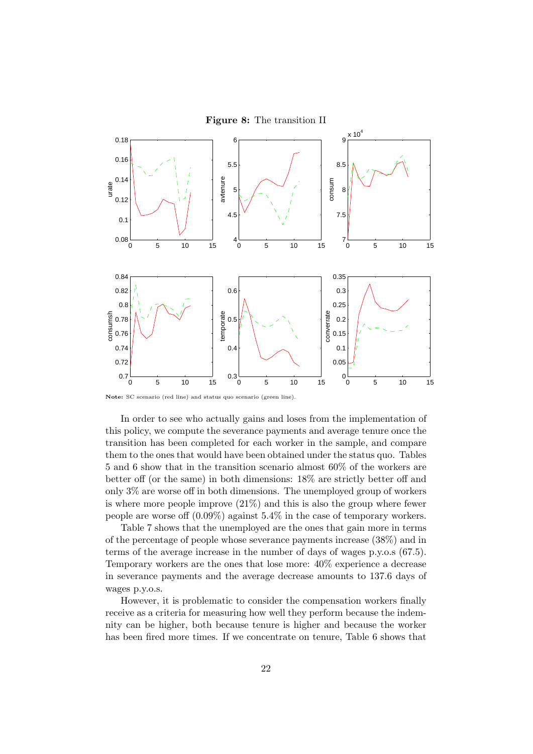**Figure 8:** The transition II

**Note:** SC scenario (red line) and status quo scenario (green line).

In order to see who actually gains and loses from the implementation of this policy, we compute the severance payments and average tenure once the transition has been completed for each worker in the sample, and compare them to the ones that would have been obtained under the status quo. Tables 5 and 6 show that in the transition scenario almost 60% of the workers are better off (or the same) in both dimensions: 18% are strictly better off and only 3% are worse off in both dimensions. The unemployed group of workers is where more people improve (21%) and this is also the group where fewer people are worse off (0.09%) against 5.4% in the case of temporary workers.

Table 7 shows that the unemployed are the ones that gain more in terms of the percentage of people whose severance payments increase (38%) and in terms of the average increase in the number of days of wages p.y.o.s (67.5). Temporary workers are the ones that lose more: 40% experience a decrease in severance payments and the average decrease amounts to 137.6 days of wages p.y.o.s.

However, it is problematic to consider the compensation workers finally receive as a criteria for measuring how well they perform because the indemnity can be higher, both because tenure is higher and because the worker has been fired more times. If we concentrate on tenure, Table 6 shows that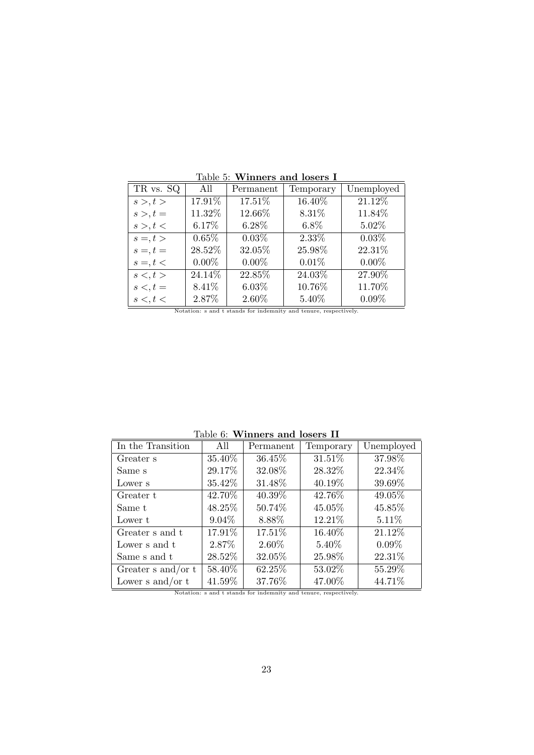Table 5: **Winners and losers I**

| TR vs. SQ | All | Permanent | Temporary | Unemployed |
|---|---|---|---|---|
| $s >, t >$ | 17.91% | 17.51% | 16.40% | 21.12% |
| $s >, t =$ | 11.32% | 12.66% | 8.31% | 11.84% |
| $s >, t <$ | 6.17% | 6.28% | 6.8% | 5.02% |
| $s =, t >$ | 0.65% | 0.03% | 2.33% | 0.03% |
| $s =, t =$ | 28.52% | 32.05% | 25.98% | 22.31% |
| $s =, t <$ | 0.00% | 0.00% | 0.01% | 0.00% |
| $s <, t >$ | 24.14% | 22.85% | 24.03% | 27.90% |
| $s <, t =$ | 8.41% | 6.03% | 10.76% | 11.70% |
| $s <, t <$ | 2.87% | 2.60% | 5.40% | 0.09% |

Notation: s and t stands for indemnity and tenure, respectively.

Table 6: **Winners and losers II**

| In the Transition | All | Permanent | Temporary | Unemployed |
|---|---|---|---|---|
| Greater s | 35.40% | 36.45% | 31.51% | 37.98% |
| Same s | 29.17% | 32.08% | 28.32% | 22.34% |
| Lower s | 35.42% | 31.48% | 40.19% | 39.69% |
| Greater t | 42.70% | 40.39% | 42.76% | 49.05% |
| Same t | 48.25% | 50.74% | 45.05% | 45.85% |
| Lower t | 9.04% | 8.88% | 12.21% | 5.11% |
| Greater s and t | 17.91% | 17.51% | 16.40% | 21.12% |
| Lower s and t | 2.87% | 2.60% | 5.40% | 0.09% |
| Same s and t | 28.52% | 32.05% | 25.98% | 22.31% |
| Greater s and/or t | 58.40% | 62.25% | 53.02% | 55.29% |
| Lower s and/or t | 41.59% | 37.76% | 47.00% | 44.71% |

Notation: s and t stands for indemnity and tenure, respectively.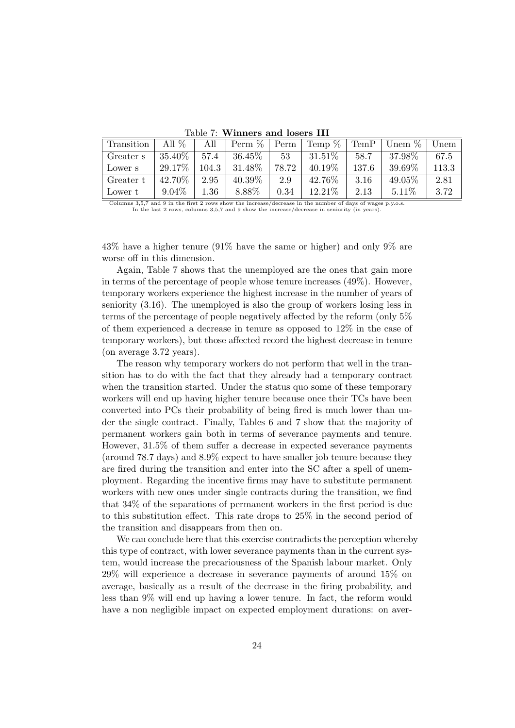Table 7: **Winners and losers III**

| Transition | All % | All | Perm % | Perm | Temp % | TemP | Unem % | Unem |
|---|---|---|---|---|---|---|---|---|
| Greater s | 35.40% | 57.4 | 36.45% | 53 | 31.51% | 58.7 | 37.98% | 67.5 |
| Lower s | 29.17% | 104.3 | 31.48% | 78.72 | 40.19% | 137.6 | 39.69% | 113.3 |
| Greater t | 42.70% | 2.95 | 40.39% | 2.9 | 42.76% | 3.16 | 49.05% | 2.81 |
| Lower t | 9.04% | 1.36 | 8.88% | 0.34 | 12.21% | 2.13 | 5.11% | 3.72 |

Columns 3,5,7 and 9 in the first 2 rows show the increase/decrease in the number of days of wages p.y.o.s.
In the last 2 rows, columns 3,5,7 and 9 show the increase/decrease in seniority (in years).

43% have a higher tenure (91% have the same or higher) and only 9% are worse off in this dimension.

Again, Table 7 shows that the unemployed are the ones that gain more in terms of the percentage of people whose tenure increases (49%). However, temporary workers experience the highest increase in the number of years of seniority (3.16). The unemployed is also the group of workers losing less in terms of the percentage of people negatively affected by the reform (only 5% of them experienced a decrease in tenure as opposed to 12% in the case of temporary workers), but those affected record the highest decrease in tenure (on average 3.72 years).

The reason why temporary workers do not perform that well in the transition has to do with the fact that they already had a temporary contract when the transition started. Under the status quo some of these temporary workers will end up having higher tenure because once their TCs have been converted into PCs their probability of being fired is much lower than under the single contract. Finally, Tables 6 and 7 show that the majority of permanent workers gain both in terms of severance payments and tenure. However, 31.5% of them suffer a decrease in expected severance payments (around 78.7 days) and 8.9% expect to have smaller job tenure because they are fired during the transition and enter into the SC after a spell of unemployment. Regarding the incentive firms may have to substitute permanent workers with new ones under single contracts during the transition, we find that 34% of the separations of permanent workers in the first period is due to this substitution effect. This rate drops to 25% in the second period of the transition and disappears from then on.

We can conclude here that this exercise contradicts the perception whereby this type of contract, with lower severance payments than in the current system, would increase the precariousness of the Spanish labour market. Only 29% will experience a decrease in severance payments of around 15% on average, basically as a result of the decrease in the firing probability, and less than 9% will end up having a lower tenure. In fact, the reform would have a non negligible impact on expected employment durations: on aver-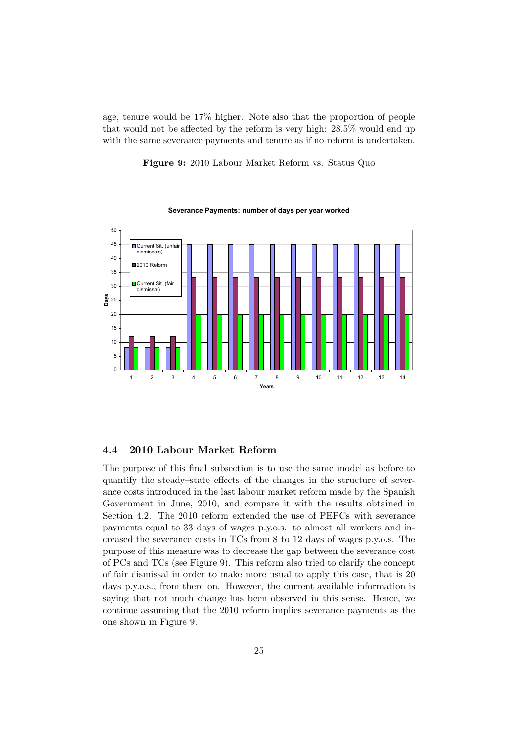age, tenure would be 17% higher. Note also that the proportion of people that would not be affected by the reform is very high: 28.5% would end up with the same severance payments and tenure as if no reform is undertaken.

**Figure 9:** 2010 Labour Market Reform vs. Status Quo

### 4.4 2010 Labour Market Reform

The purpose of this final subsection is to use the same model as before to quantify the steady–state effects of the changes in the structure of severance costs introduced in the last labour market reform made by the Spanish Government in June, 2010, and compare it with the results obtained in Section 4.2. The 2010 reform extended the use of PEPCs with severance payments equal to 33 days of wages p.y.o.s. to almost all workers and increased the severance costs in TCs from 8 to 12 days of wages p.y.o.s. The purpose of this measure was to decrease the gap between the severance cost of PCs and TCs (see Figure 9). This reform also tried to clarify the concept of fair dismissal in order to make more usual to apply this case, that is 20 days p.y.o.s., from there on. However, the current available information is saying that not much change has been observed in this sense. Hence, we continue assuming that the 2010 reform implies severance payments as the one shown in Figure 9.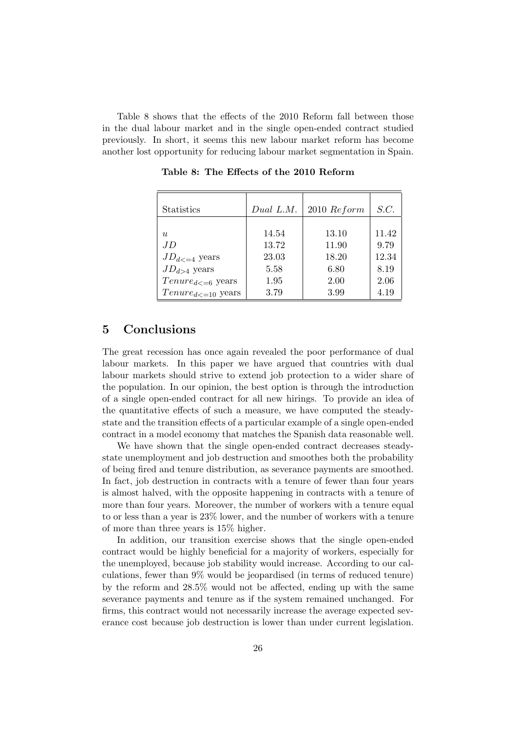Table 8 shows that the effects of the 2010 Reform fall between those in the dual labour market and in the single open-ended contract studied previously. In short, it seems this new labour market reform has become another lost opportunity for reducing labour market segmentation in Spain.

**Table 8: The Effects of the 2010 Reform**

| Statistics | *Dual L.M.* | 2010 *Reform* | *S.C.* |
|---|---|---|---|
| $u$ | 14.54 | 13.10 | 11.42 |
| $JD$ | 13.72 | 11.90 | 9.79 |
| $JD_{d<=4}$ years | 23.03 | 18.20 | 12.34 |
| $JD_{d>4}$ years | 5.58 | 6.80 | 8.19 |
| $Tenure_{d<=6}$ years | 1.95 | 2.00 | 2.06 |
| $Tenure_{d<=10}$ years | 3.79 | 3.99 | 4.19 |

## 5 Conclusions

The great recession has once again revealed the poor performance of dual labour markets. In this paper we have argued that countries with dual labour markets should strive to extend job protection to a wider share of the population. In our opinion, the best option is through the introduction of a single open-ended contract for all new hirings. To provide an idea of the quantitative effects of such a measure, we have computed the steady-state and the transition effects of a particular example of a single open-ended contract in a model economy that matches the Spanish data reasonable well.

We have shown that the single open-ended contract decreases steady-state unemployment and job destruction and smoothes both the probability of being fired and tenure distribution, as severance payments are smoothed. In fact, job destruction in contracts with a tenure of fewer than four years is almost halved, with the opposite happening in contracts with a tenure of more than four years. Moreover, the number of workers with a tenure equal to or less than a year is 23% lower, and the number of workers with a tenure of more than three years is 15% higher.

In addition, our transition exercise shows that the single open-ended contract would be highly beneficial for a majority of workers, especially for the unemployed, because job stability would increase. According to our calculations, fewer than 9% would be jeopardised (in terms of reduced tenure) by the reform and 28.5% would not be affected, ending up with the same severance payments and tenure as if the system remained unchanged. For firms, this contract would not necessarily increase the average expected severance cost because job destruction is lower than under current legislation.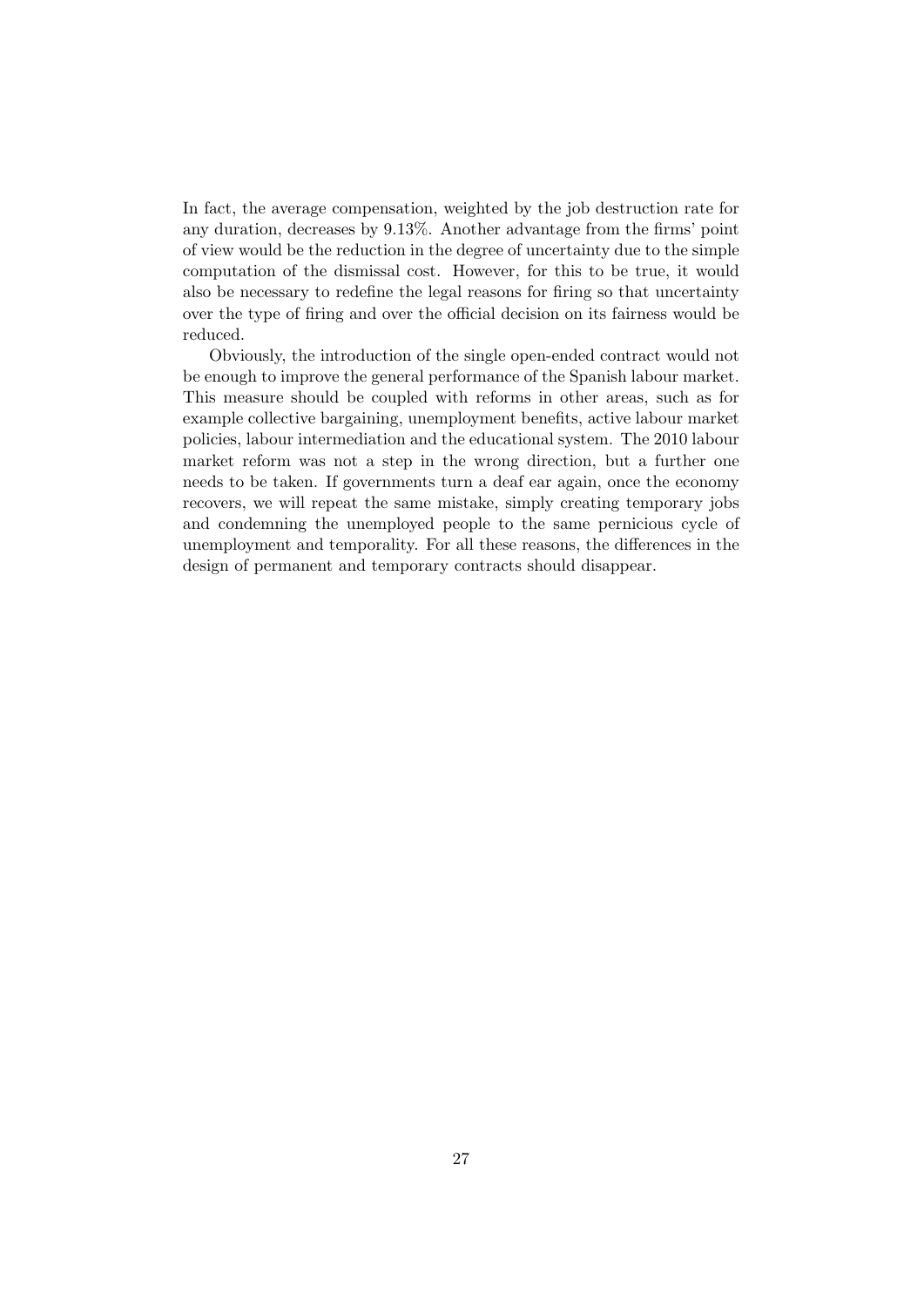In fact, the average compensation, weighted by the job destruction rate for any duration, decreases by 9.13%. Another advantage from the firms' point of view would be the reduction in the degree of uncertainty due to the simple computation of the dismissal cost. However, for this to be true, it would also be necessary to redefine the legal reasons for firing so that uncertainty over the type of firing and over the official decision on its fairness would be reduced.

Obviously, the introduction of the single open-ended contract would not be enough to improve the general performance of the Spanish labour market. This measure should be coupled with reforms in other areas, such as for example collective bargaining, unemployment benefits, active labour market policies, labour intermediation and the educational system. The 2010 labour market reform was not a step in the wrong direction, but a further one needs to be taken. If governments turn a deaf ear again, once the economy recovers, we will repeat the same mistake, simply creating temporary jobs and condemning the unemployed people to the same pernicious cycle of unemployment and temporality. For all these reasons, the differences in the design of permanent and temporary contracts should disappear.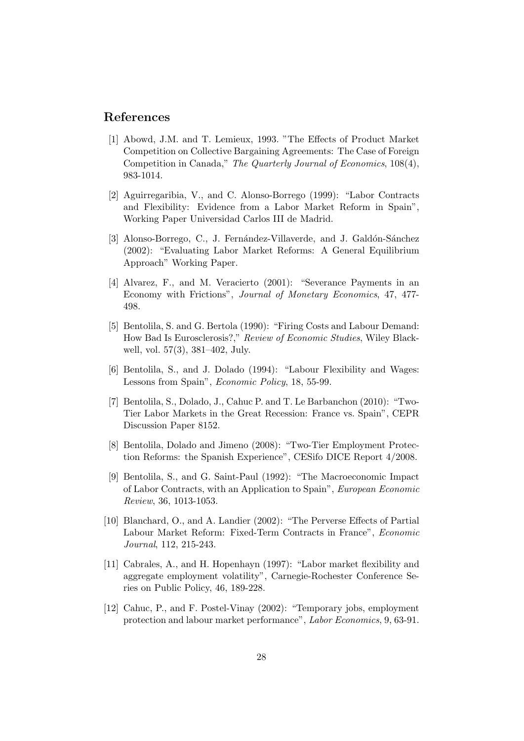## References

[1] Abowd, J.M. and T. Lemieux, 1993. "The Effects of Product Market Competition on Collective Bargaining Agreements: The Case of Foreign Competition in Canada," *The Quarterly Journal of Economics*, 108(4), 983-1014.

[2] Aguirregaribia, V., and C. Alonso-Borrego (1999): "Labor Contracts and Flexibility: Evidence from a Labor Market Reform in Spain", Working Paper Universidad Carlos III de Madrid.

[3] Alonso-Borrego, C., J. Fernández-Villaverde, and J. Galdón-Sánchez (2002): "Evaluating Labor Market Reforms: A General Equilibrium Approach" Working Paper.

[4] Alvarez, F., and M. Veracierto (2001): "Severance Payments in an Economy with Frictions", *Journal of Monetary Economics*, 47, 477-498.

[5] Bentolila, S. and G. Bertola (1990): "Firing Costs and Labour Demand: How Bad Is Eurosclerosis?," *Review of Economic Studies*, Wiley Blackwell, vol. 57(3), 381–402, July.

[6] Bentolila, S., and J. Dolado (1994): "Labour Flexibility and Wages: Lessons from Spain", *Economic Policy*, 18, 55-99.

[7] Bentolila, S., Dolado, J., Cahuc P. and T. Le Barbanchon (2010): "Two-Tier Labor Markets in the Great Recession: France vs. Spain", CEPR Discussion Paper 8152.

[8] Bentolila, Dolado and Jimeno (2008): "Two-Tier Employment Protection Reforms: the Spanish Experience", CESifo DICE Report 4/2008.

[9] Bentolila, S., and G. Saint-Paul (1992): "The Macroeconomic Impact of Labor Contracts, with an Application to Spain", *European Economic Review*, 36, 1013-1053.

[10] Blanchard, O., and A. Landier (2002): "The Perverse Effects of Partial Labour Market Reform: Fixed-Term Contracts in France", *Economic Journal*, 112, 215-243.

[11] Cabrales, A., and H. Hopenhayn (1997): "Labor market flexibility and aggregate employment volatility", Carnegie-Rochester Conference Series on Public Policy, 46, 189-228.

[12] Cahuc, P., and F. Postel-Vinay (2002): "Temporary jobs, employment protection and labour market performance", *Labor Economics*, 9, 63-91.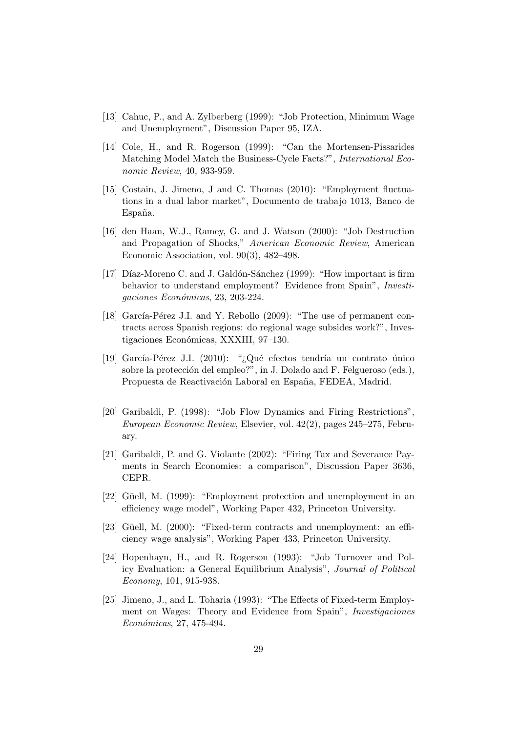[13] Cahuc, P., and A. Zylberberg (1999): "Job Protection, Minimum Wage and Unemployment", Discussion Paper 95, IZA.

[14] Cole, H., and R. Rogerson (1999): "Can the Mortensen-Pissarides Matching Model Match the Business-Cycle Facts?", *International Economic Review*, 40, 933-959.

[15] Costain, J. Jimeno, J and C. Thomas (2010): "Employment fluctuations in a dual labor market", Documento de trabajo 1013, Banco de España.

[16] den Haan, W.J., Ramey, G. and J. Watson (2000): "Job Destruction and Propagation of Shocks," *American Economic Review*, American Economic Association, vol. 90(3), 482–498.

[17] Díaz-Moreno C. and J. Galdón-Sánchez (1999): "How important is firm behavior to understand employment? Evidence from Spain", *Investigaciones Económicas*, 23, 203-224.

[18] García-Pérez J.I. and Y. Rebollo (2009): "The use of permanent contracts across Spanish regions: do regional wage subsides work?", Investigaciones Económicas, XXXIII, 97–130.

[19] García-Pérez J.I. (2010): "¿Qué efectos tendría un contrato único sobre la protección del empleo?", in J. Dolado and F. Felgueroso (eds.), Propuesta de Reactivación Laboral en España, FEDEA, Madrid.

[20] Garibaldi, P. (1998): "Job Flow Dynamics and Firing Restrictions", *European Economic Review*, Elsevier, vol. 42(2), pages 245–275, February.

[21] Garibaldi, P. and G. Violante (2002): "Firing Tax and Severance Payments in Search Economies: a comparison", Discussion Paper 3636, CEPR.

[22] Güell, M. (1999): "Employment protection and unemployment in an efficiency wage model", Working Paper 432, Princeton University.

[23] Güell, M. (2000): "Fixed-term contracts and unemployment: an efficiency wage analysis", Working Paper 433, Princeton University.

[24] Hopenhayn, H., and R. Rogerson (1993): "Job Turnover and Policy Evaluation: a General Equilibrium Analysis", *Journal of Political Economy*, 101, 915-938.

[25] Jimeno, J., and L. Toharia (1993): "The Effects of Fixed-term Employment on Wages: Theory and Evidence from Spain", *Investigaciones Económicas*, 27, 475-494.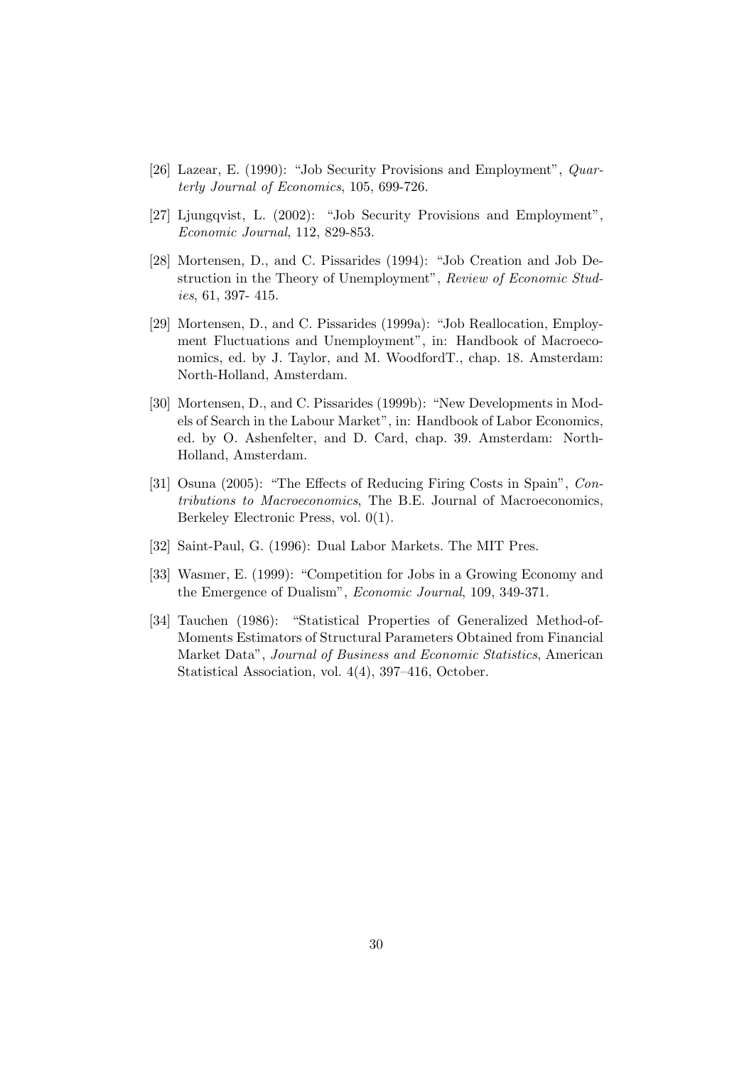[26] Lazear, E. (1990): "Job Security Provisions and Employment", *Quarterly Journal of Economics*, 105, 699-726.

[27] Ljungqvist, L. (2002): "Job Security Provisions and Employment", *Economic Journal*, 112, 829-853.

[28] Mortensen, D., and C. Pissarides (1994): "Job Creation and Job Destruction in the Theory of Unemployment", *Review of Economic Studies*, 61, 397- 415.

[29] Mortensen, D., and C. Pissarides (1999a): "Job Reallocation, Employment Fluctuations and Unemployment", in: Handbook of Macroeconomics, ed. by J. Taylor, and M. WoodfordT., chap. 18. Amsterdam: North-Holland, Amsterdam.

[30] Mortensen, D., and C. Pissarides (1999b): "New Developments in Models of Search in the Labour Market", in: Handbook of Labor Economics, ed. by O. Ashenfelter, and D. Card, chap. 39. Amsterdam: North-Holland, Amsterdam.

[31] Osuna (2005): "The Effects of Reducing Firing Costs in Spain", *Contributions to Macroeconomics*, The B.E. Journal of Macroeconomics, Berkeley Electronic Press, vol. 0(1).

[32] Saint-Paul, G. (1996): Dual Labor Markets. The MIT Pres.

[33] Wasmer, E. (1999): "Competition for Jobs in a Growing Economy and the Emergence of Dualism", *Economic Journal*, 109, 349-371.

[34] Tauchen (1986): "Statistical Properties of Generalized Method-of-Moments Estimators of Structural Parameters Obtained from Financial Market Data", *Journal of Business and Economic Statistics*, American Statistical Association, vol. 4(4), 397–416, October.